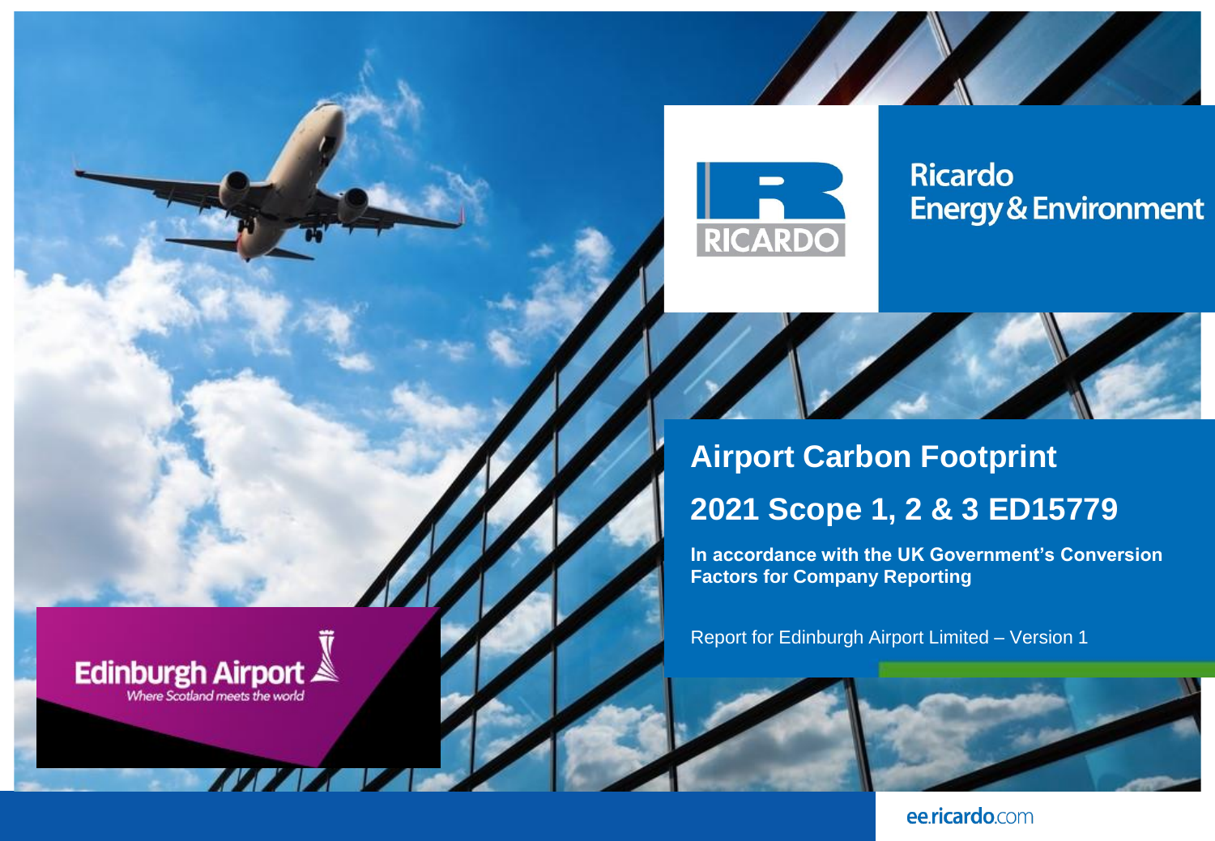Ricardo Energy & Environment

# Airport Carbon Footprint

# 2021 Scope 1, 2 & 3 ED15779

**In accordance with the UK Government's Conversion Factors for Company Reporting**

Report for Edinburgh Airport Limited – Version 1

Edinburgh Airport
*Where Scotland meets the world*

ee.ricardo.com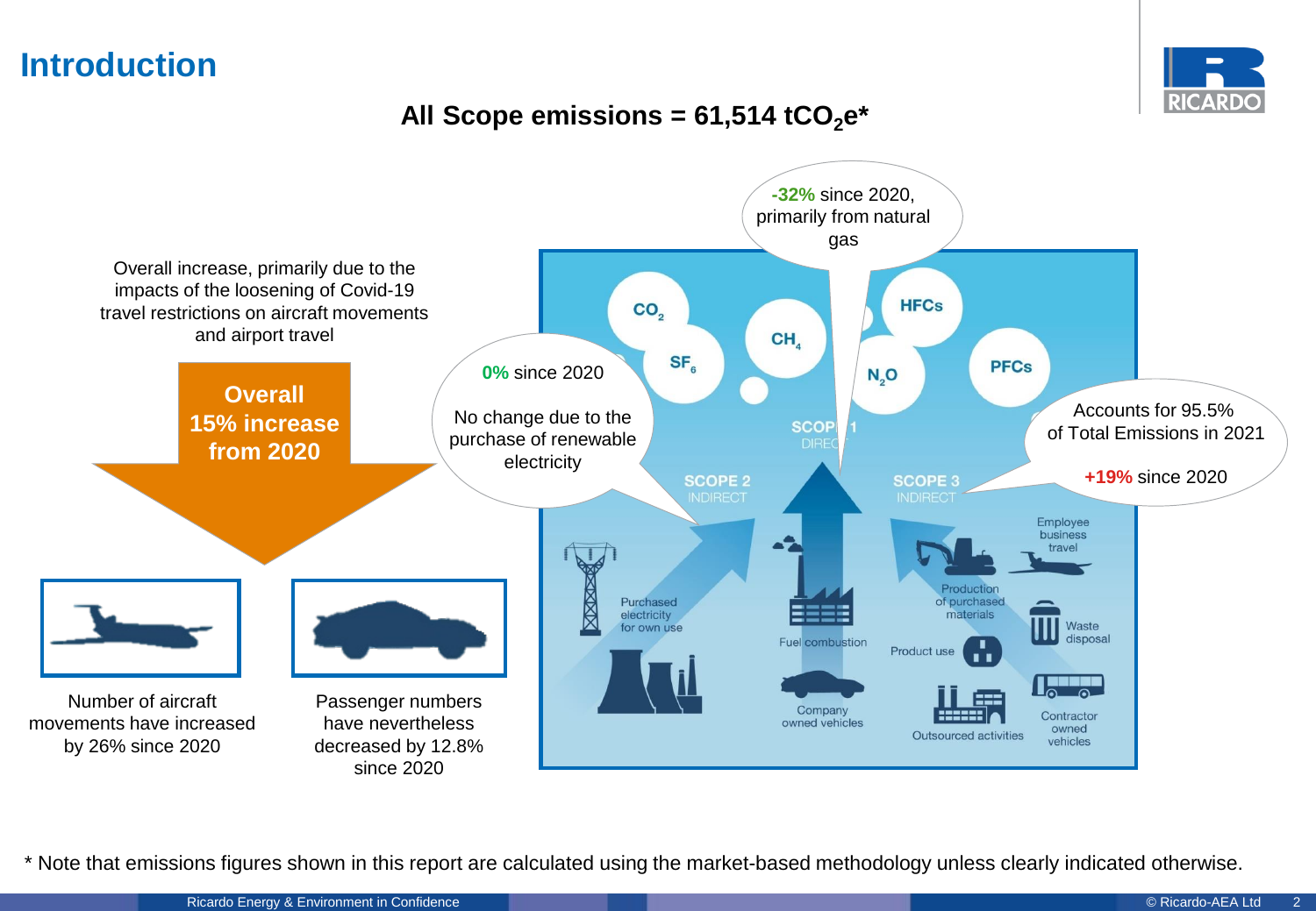# Introduction

## All Scope emissions = 61,514 $tCO_2e$*

Overall increase, primarily due to the impacts of the loosening of Covid-19 travel restrictions on aircraft movements and airport travel

**Overall 15% increase from 2020**

Number of aircraft movements have increased by 26% since 2020

Passenger numbers have nevertheless decreased by 12.8% since 2020

**0%** since 2020

No change due to the purchase of renewable electricity

**-32%** since 2020, primarily from natural gas

Accounts for 95.5% of Total Emissions in 2021

**+19%** since 2020

$CO_2$, $SF_6$, $CH_4$, $N_2O$, HFCs, PFCs

SCOPE 1 DIRECT

SCOPE 2 INDIRECT

SCOPE 3 INDIRECT

Purchased electricity for own use

Fuel combustion

Company owned vehicles

Production of purchased materials

Employee business travel

Product use

Waste disposal

Outsourced activities

Contractor owned vehicles

* Note that emissions figures shown in this report are calculated using the market-based methodology unless clearly indicated otherwise.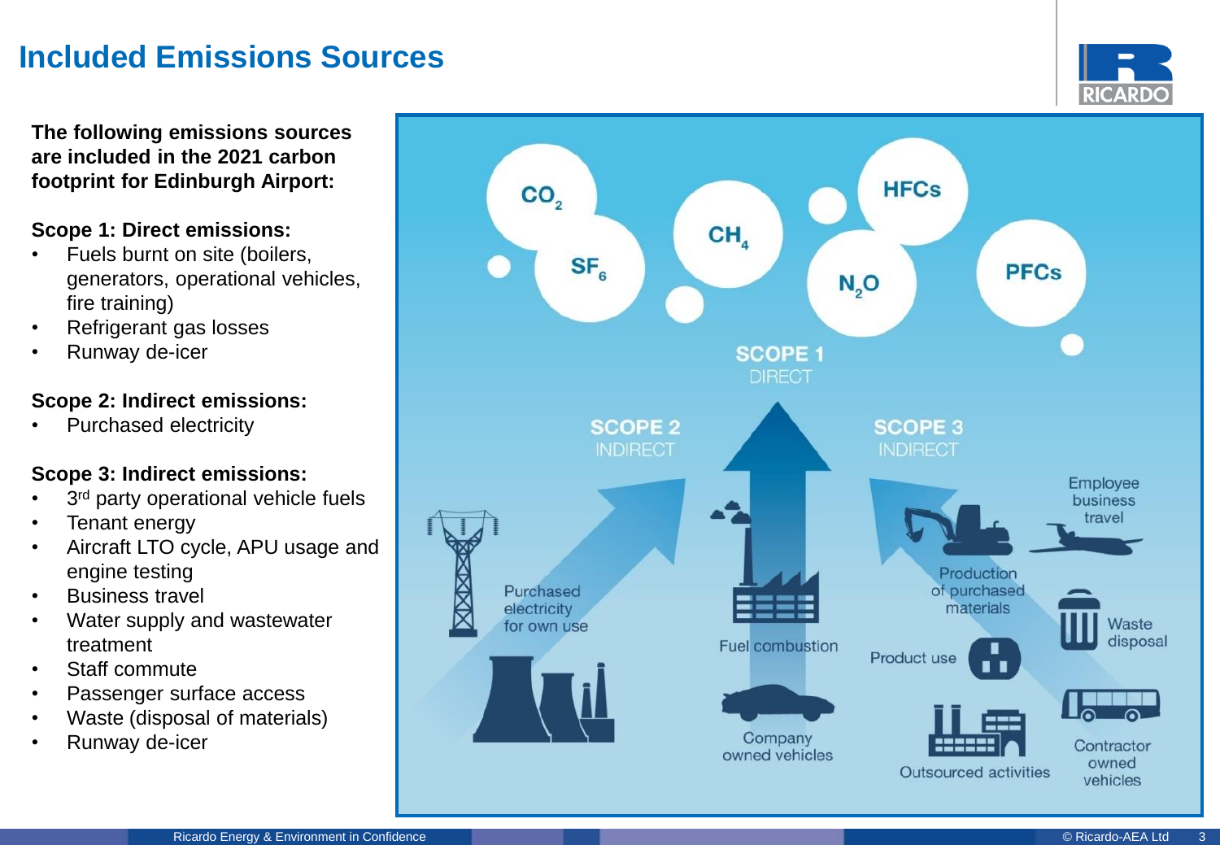# Included Emissions Sources

**The following emissions sources are included in the 2021 carbon footprint for Edinburgh Airport:**

**Scope 1: Direct emissions:**

- Fuels burnt on site (boilers, generators, operational vehicles, fire training)
- Refrigerant gas losses
- Runway de-icer

**Scope 2: Indirect emissions:**

- Purchased electricity

**Scope 3: Indirect emissions:**

- 3rd party operational vehicle fuels
- Tenant energy
- Aircraft LTO cycle, APU usage and engine testing
- Business travel
- Water supply and wastewater treatment
- Staff commute
- Passenger surface access
- Waste (disposal of materials)
- Runway de-icer

$CO_2$ | $SF_6$ | $CH_4$ | $N_2O$ | HFCs | PFCs

**SCOPE 1** DIRECT

**SCOPE 2** INDIRECT

**SCOPE 3** INDIRECT

Purchased electricity for own use

Fuel combustion

Company owned vehicles

Employee business travel

Production of purchased materials

Waste disposal

Product use

Outsourced activities

Contractor owned vehicles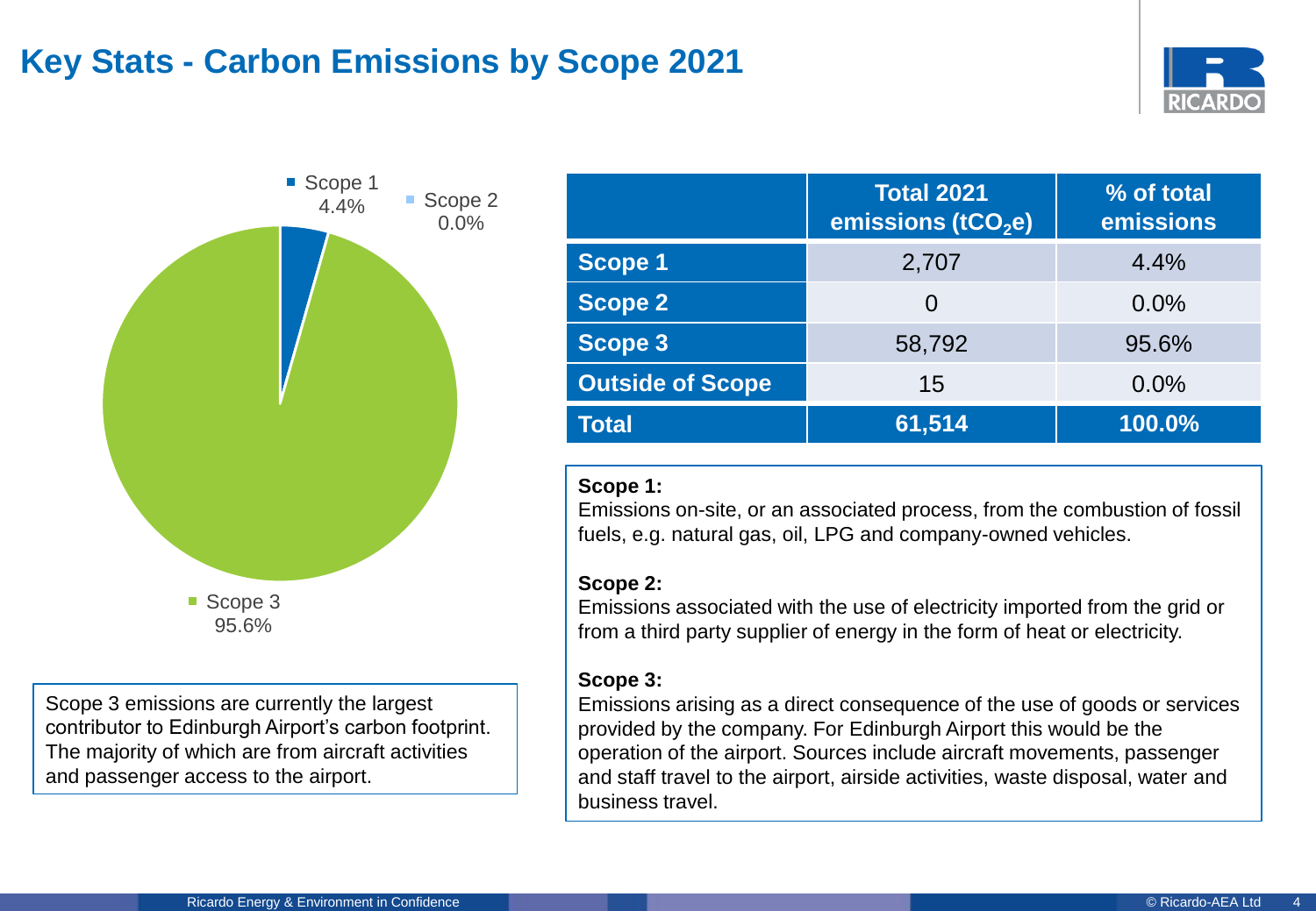# Key Stats - Carbon Emissions by Scope 2021

Scope 1 4.4%
Scope 2 0.0%
Scope 3 95.6%

|  | Total 2021 emissions ($tCO_2e$) | % of total emissions |
|---|---|---|
| **Scope 1** | 2,707 | 4.4% |
| **Scope 2** | 0 | 0.0% |
| **Scope 3** | 58,792 | 95.6% |
| **Outside of Scope** | 15 | 0.0% |
| **Total** | **61,514** | **100.0%** |

Scope 3 emissions are currently the largest contributor to Edinburgh Airport's carbon footprint. The majority of which are from aircraft activities and passenger access to the airport.

**Scope 1:**
Emissions on-site, or an associated process, from the combustion of fossil fuels, e.g. natural gas, oil, LPG and company-owned vehicles.

**Scope 2:**
Emissions associated with the use of electricity imported from the grid or from a third party supplier of energy in the form of heat or electricity.

**Scope 3:**
Emissions arising as a direct consequence of the use of goods or services provided by the company. For Edinburgh Airport this would be the operation of the airport. Sources include aircraft movements, passenger and staff travel to the airport, airside activities, waste disposal, water and business travel.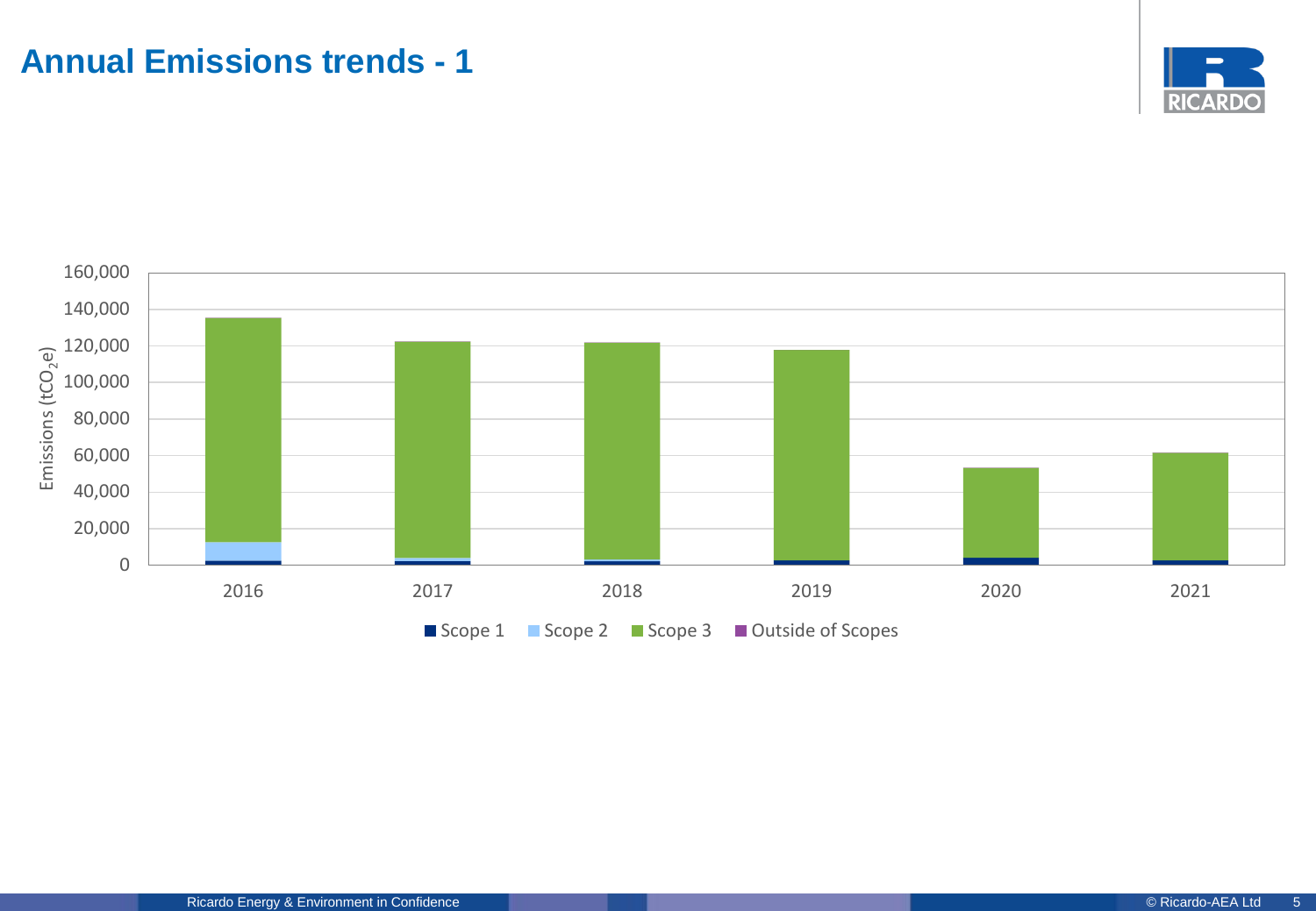# Annual Emissions trends - 1

Emissions ($tCO_2e$)

160,000
140,000
120,000
100,000
80,000
60,000
40,000
20,000
0

2016 2017 2018 2019 2020 2021

Scope 1 Scope 2 Scope 3 Outside of Scopes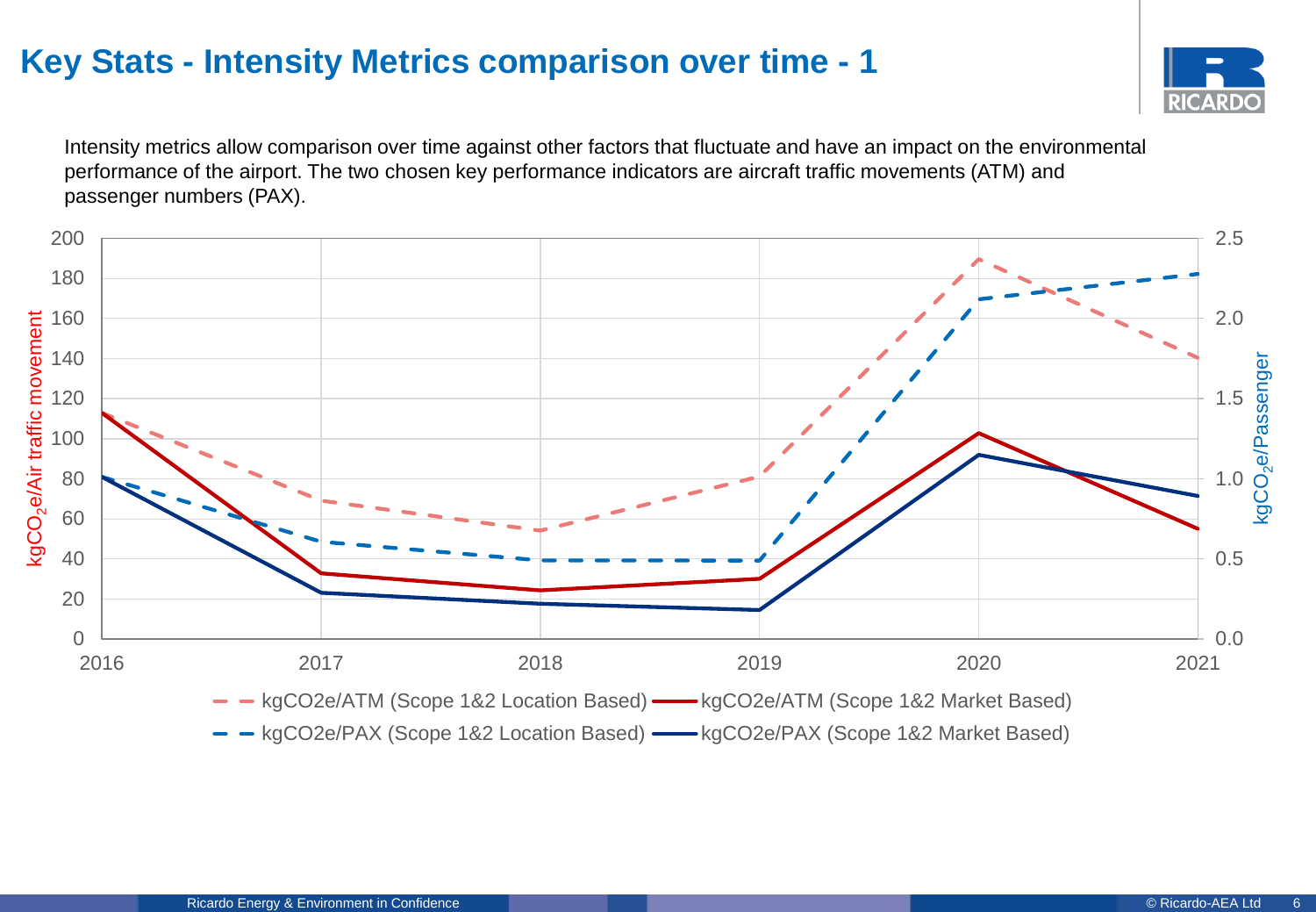# Key Stats - Intensity Metrics comparison over time - 1

Intensity metrics allow comparison over time against other factors that fluctuate and have an impact on the environmental performance of the airport. The two chosen key performance indicators are aircraft traffic movements (ATM) and passenger numbers (PAX).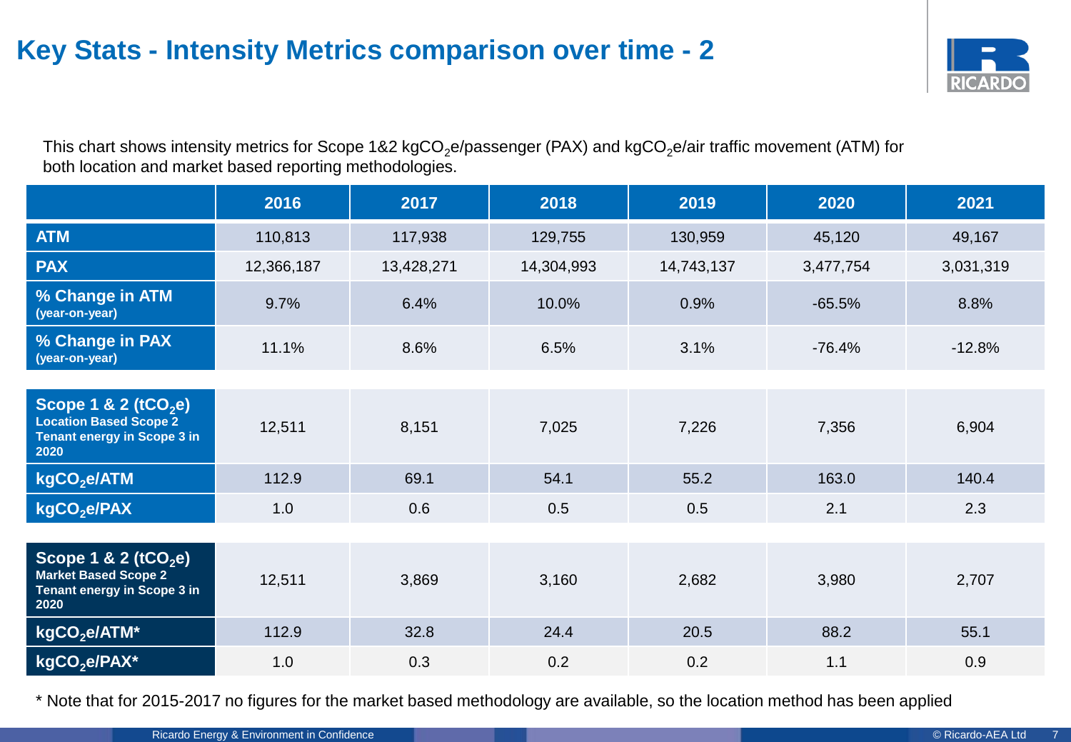# Key Stats - Intensity Metrics comparison over time - 2

This chart shows intensity metrics for Scope 1&2 $kgCO_2e$/passenger (PAX) and $kgCO_2e$/air traffic movement (ATM) for both location and market based reporting methodologies.

| | 2016 | 2017 | 2018 | 2019 | 2020 | 2021 |
|---|---|---|---|---|---|---|
| **ATM** | 110,813 | 117,938 | 129,755 | 130,959 | 45,120 | 49,167 |
| **PAX** | 12,366,187 | 13,428,271 | 14,304,993 | 14,743,137 | 3,477,754 | 3,031,319 |
| **% Change in ATM (year-on-year)** | 9.7% | 6.4% | 10.0% | 0.9% | -65.5% | 8.8% |
| **% Change in PAX (year-on-year)** | 11.1% | 8.6% | 6.5% | 3.1% | -76.4% | -12.8% |
| **Scope 1 & 2 ($tCO_2e$) Location Based Scope 2 Tenant energy in Scope 3 in 2020** | 12,511 | 8,151 | 7,025 | 7,226 | 7,356 | 6,904 |
| **$kgCO_2e$/ATM** | 112.9 | 69.1 | 54.1 | 55.2 | 163.0 | 140.4 |
| **$kgCO_2e$/PAX** | 1.0 | 0.6 | 0.5 | 0.5 | 2.1 | 2.3 |
| **Scope 1 & 2 ($tCO_2e$) Market Based Scope 2 Tenant energy in Scope 3 in 2020** | 12,511 | 3,869 | 3,160 | 2,682 | 3,980 | 2,707 |
| **$kgCO_2e$/ATM*** | 112.9 | 32.8 | 24.4 | 20.5 | 88.2 | 55.1 |
| **$kgCO_2e$/PAX*** | 1.0 | 0.3 | 0.2 | 0.2 | 1.1 | 0.9 |

* Note that for 2015-2017 no figures for the market based methodology are available, so the location method has been applied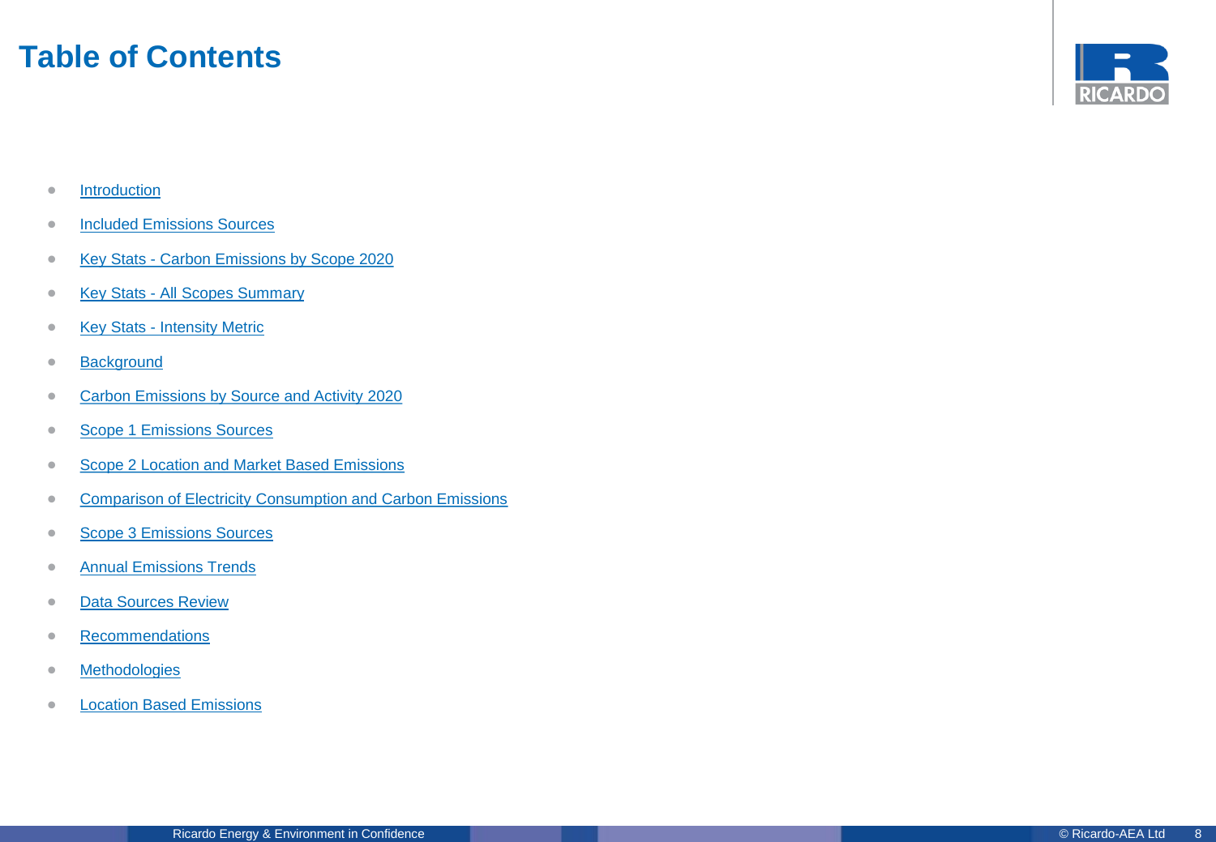# Table of Contents

- Introduction
- Included Emissions Sources
- Key Stats - Carbon Emissions by Scope 2020
- Key Stats - All Scopes Summary
- Key Stats - Intensity Metric
- Background
- Carbon Emissions by Source and Activity 2020
- Scope 1 Emissions Sources
- Scope 2 Location and Market Based Emissions
- Comparison of Electricity Consumption and Carbon Emissions
- Scope 3 Emissions Sources
- Annual Emissions Trends
- Data Sources Review
- Recommendations
- Methodologies
- Location Based Emissions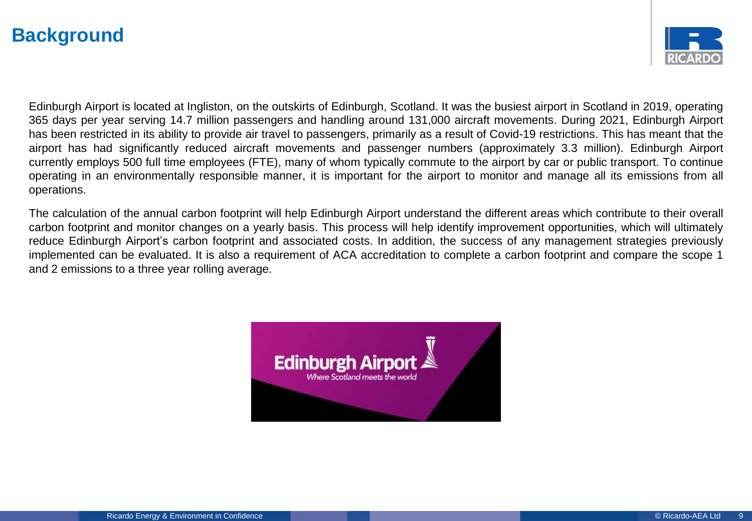# Background

Edinburgh Airport is located at Ingliston, on the outskirts of Edinburgh, Scotland. It was the busiest airport in Scotland in 2019, operating 365 days per year serving 14.7 million passengers and handling around 131,000 aircraft movements. During 2021, Edinburgh Airport has been restricted in its ability to provide air travel to passengers, primarily as a result of Covid-19 restrictions. This has meant that the airport has had significantly reduced aircraft movements and passenger numbers (approximately 3.3 million). Edinburgh Airport currently employs 500 full time employees (FTE), many of whom typically commute to the airport by car or public transport. To continue operating in an environmentally responsible manner, it is important for the airport to monitor and manage all its emissions from all operations.

The calculation of the annual carbon footprint will help Edinburgh Airport understand the different areas which contribute to their overall carbon footprint and monitor changes on a yearly basis. This process will help identify improvement opportunities, which will ultimately reduce Edinburgh Airport's carbon footprint and associated costs. In addition, the success of any management strategies previously implemented can be evaluated. It is also a requirement of ACA accreditation to complete a carbon footprint and compare the scope 1 and 2 emissions to a three year rolling average.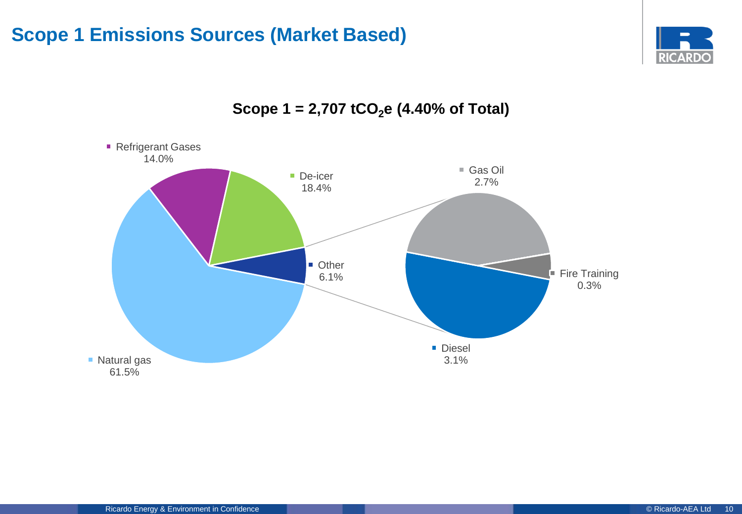# Scope 1 Emissions Sources (Market Based)

**Scope 1 = 2,707 $tCO_2e$ (4.40% of Total)**

- Natural gas 61.5%
- De-icer 18.4%
- Refrigerant Gases 14.0%
- Other 6.1%
  - Diesel 3.1%
  - Gas Oil 2.7%
  - Fire Training 0.3%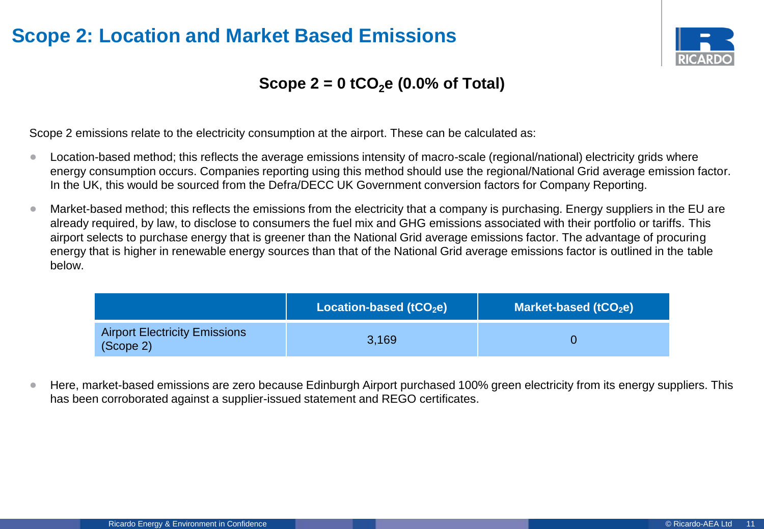# Scope 2: Location and Market Based Emissions

**Scope 2 = 0 $tCO_2e$ (0.0% of Total)**

Scope 2 emissions relate to the electricity consumption at the airport. These can be calculated as:

- Location-based method; this reflects the average emissions intensity of macro-scale (regional/national) electricity grids where energy consumption occurs. Companies reporting using this method should use the regional/National Grid average emission factor. In the UK, this would be sourced from the Defra/DECC UK Government conversion factors for Company Reporting.
- Market-based method; this reflects the emissions from the electricity that a company is purchasing. Energy suppliers in the EU are already required, by law, to disclose to consumers the fuel mix and GHG emissions associated with their portfolio or tariffs. This airport selects to purchase energy that is greener than the National Grid average emissions factor. The advantage of procuring energy that is higher in renewable energy sources than that of the National Grid average emissions factor is outlined in the table below.

| | Location-based ($tCO_2e$) | Market-based ($tCO_2e$) |
|---|---|---|
| Airport Electricity Emissions (Scope 2) | 3,169 | 0 |

- Here, market-based emissions are zero because Edinburgh Airport purchased 100% green electricity from its energy suppliers. This has been corroborated against a supplier-issued statement and REGO certificates.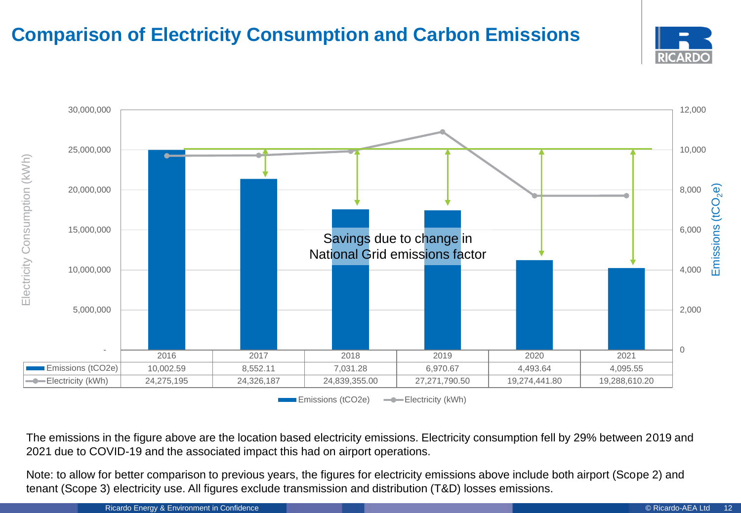# Comparison of Electricity Consumption and Carbon Emissions

| | 2016 | 2017 | 2018 | 2019 | 2020 | 2021 |
|---|---|---|---|---|---|---|
| Emissions (tCO2e) | 10,002.59 | 8,552.11 | 7,031.28 | 6,970.67 | 4,493.64 | 4,095.55 |
| Electricity (kWh) | 24,275,195 | 24,326,187 | 24,839,355.00 | 27,271,790.50 | 19,274,441.80 | 19,288,610.20 |

Savings due to change in National Grid emissions factor

The emissions in the figure above are the location based electricity emissions. Electricity consumption fell by 29% between 2019 and 2021 due to COVID-19 and the associated impact this had on airport operations.

Note: to allow for better comparison to previous years, the figures for electricity emissions above include both airport (Scope 2) and tenant (Scope 3) electricity use. All figures exclude transmission and distribution (T&D) losses emissions.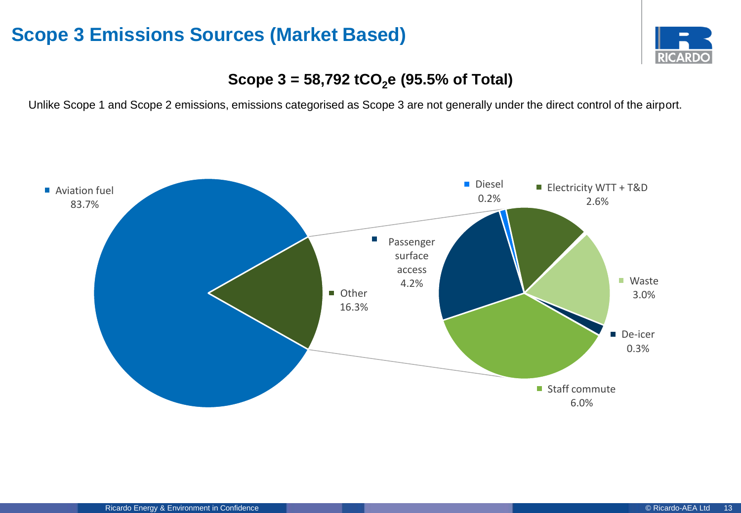# Scope 3 Emissions Sources (Market Based)

**Scope 3 = 58,792 $tCO_2e$ (95.5% of Total)**

Unlike Scope 1 and Scope 2 emissions, emissions categorised as Scope 3 are not generally under the direct control of the airport.

| Source | Share |
| --- | --- |
| Aviation fuel | 83.7% |
| Other | 16.3% |

| Other (breakdown) | Share |
| --- | --- |
| Passenger surface access | 4.2% |
| Diesel | 0.2% |
| Electricity WTT + T&D | 2.6% |
| Waste | 3.0% |
| De-icer | 0.3% |
| Staff commute | 6.0% |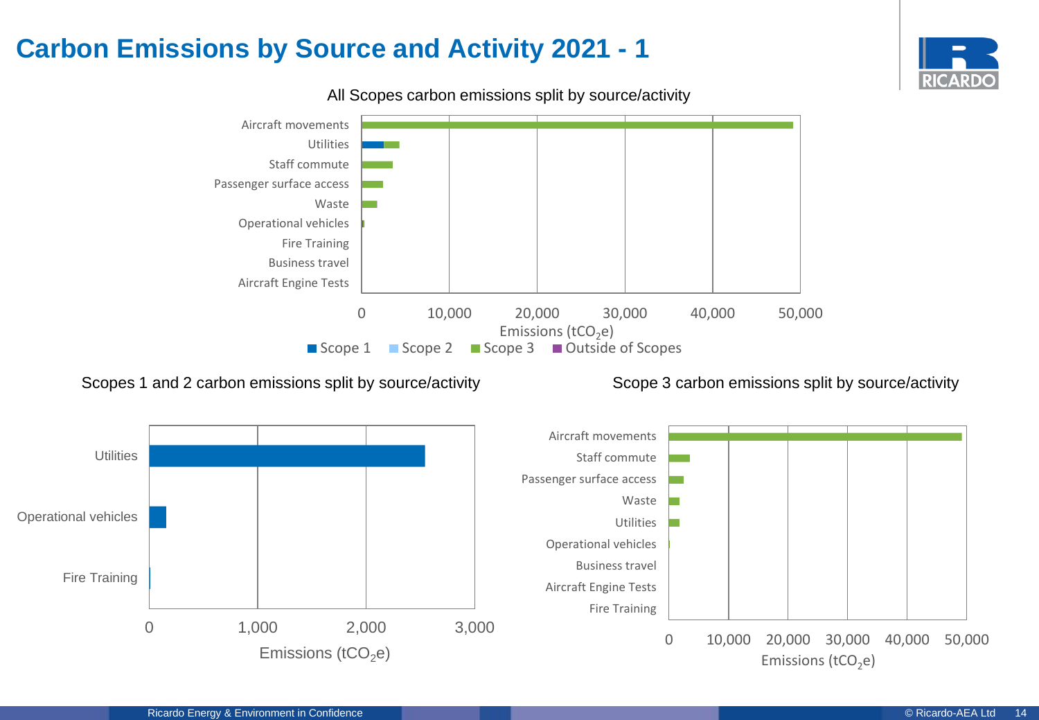# Carbon Emissions by Source and Activity 2021 - 1

All Scopes carbon emissions split by source/activity

Aircraft movements
Utilities
Staff commute
Passenger surface access
Waste
Operational vehicles
Fire Training
Business travel
Aircraft Engine Tests

0 10,000 20,000 30,000 40,000 50,000

Emissions ($tCO_2e$)

Scope 1 Scope 2 Scope 3 Outside of Scopes

Scopes 1 and 2 carbon emissions split by source/activity

Utilities
Operational vehicles
Fire Training

0 1,000 2,000 3,000

Emissions ($tCO_2e$)

Scope 3 carbon emissions split by source/activity

Aircraft movements
Staff commute
Passenger surface access
Waste
Utilities
Operational vehicles
Business travel
Aircraft Engine Tests
Fire Training

0 10,000 20,000 30,000 40,000 50,000

Emissions ($tCO_2e$)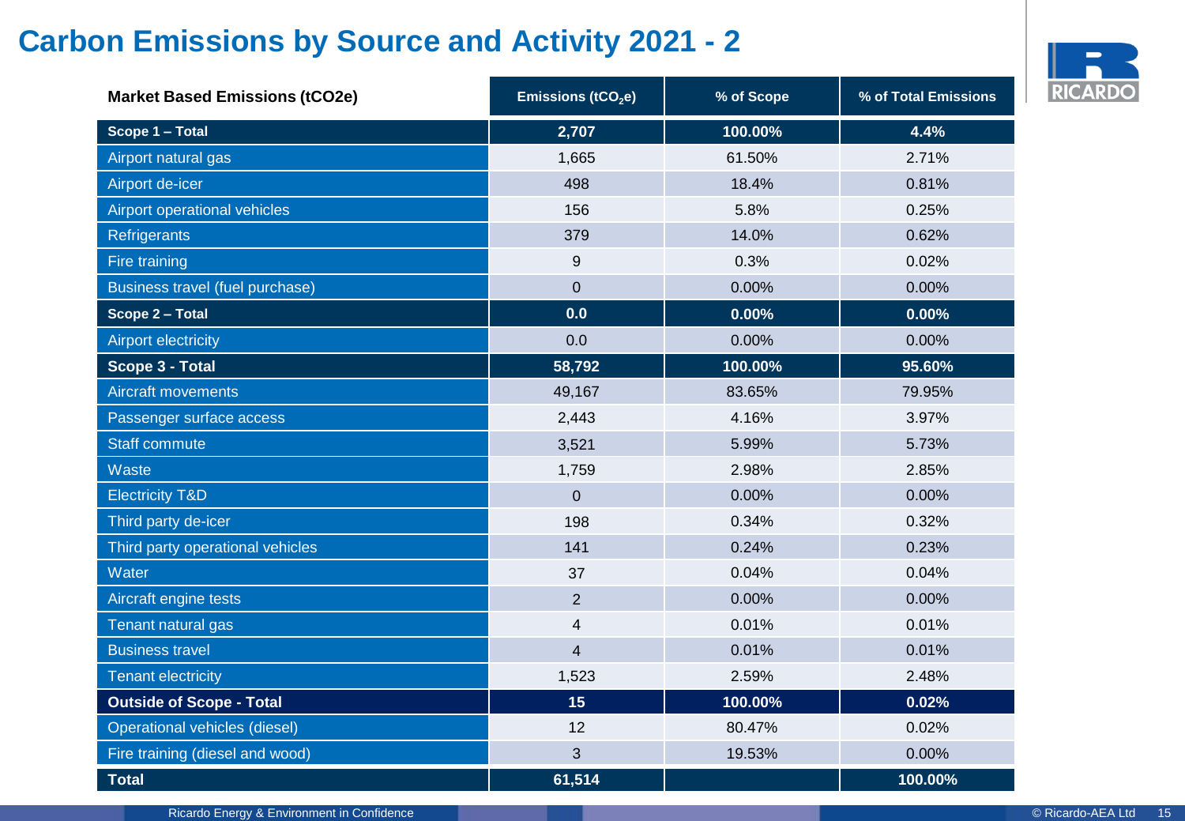# Carbon Emissions by Source and Activity 2021 - 2

| Market Based Emissions (tCO2e) | Emissions ($tCO_2e$) | % of Scope | % of Total Emissions |
|---|---|---|---|
| **Scope 1 – Total** | **2,707** | **100.00%** | **4.4%** |
| Airport natural gas | 1,665 | 61.50% | 2.71% |
| Airport de-icer | 498 | 18.4% | 0.81% |
| Airport operational vehicles | 156 | 5.8% | 0.25% |
| Refrigerants | 379 | 14.0% | 0.62% |
| Fire training | 9 | 0.3% | 0.02% |
| Business travel (fuel purchase) | 0 | 0.00% | 0.00% |
| **Scope 2 – Total** | **0.0** | **0.00%** | **0.00%** |
| Airport electricity | 0.0 | 0.00% | 0.00% |
| **Scope 3 - Total** | **58,792** | **100.00%** | **95.60%** |
| Aircraft movements | 49,167 | 83.65% | 79.95% |
| Passenger surface access | 2,443 | 4.16% | 3.97% |
| Staff commute | 3,521 | 5.99% | 5.73% |
| Waste | 1,759 | 2.98% | 2.85% |
| Electricity T&D | 0 | 0.00% | 0.00% |
| Third party de-icer | 198 | 0.34% | 0.32% |
| Third party operational vehicles | 141 | 0.24% | 0.23% |
| Water | 37 | 0.04% | 0.04% |
| Aircraft engine tests | 2 | 0.00% | 0.00% |
| Tenant natural gas | 4 | 0.01% | 0.01% |
| Business travel | 4 | 0.01% | 0.01% |
| Tenant electricity | 1,523 | 2.59% | 2.48% |
| **Outside of Scope - Total** | **15** | **100.00%** | **0.02%** |
| Operational vehicles (diesel) | 12 | 80.47% | 0.02% |
| Fire training (diesel and wood) | 3 | 19.53% | 0.00% |
| **Total** | **61,514** | | **100.00%** |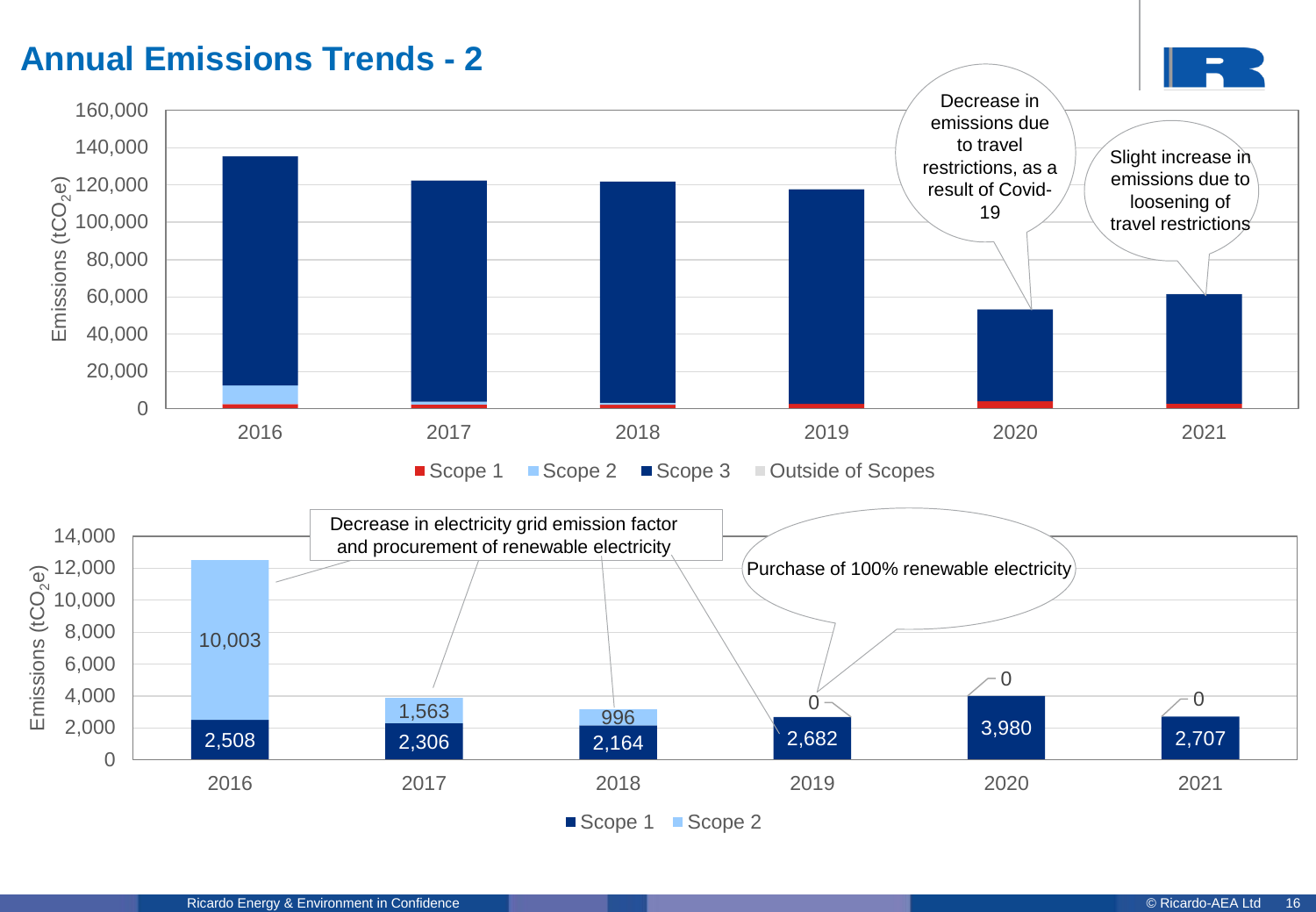# Annual Emissions Trends - 2

Emissions ($tCO_2e$)

| Year | Scope 1 | Scope 2 | Scope 3 | Outside of Scopes |
|---|---|---|---|---|
| 2016 | | | | |
| 2017 | | | | |
| 2018 | | | | |
| 2019 | | | | |
| 2020 | | | | |
| 2021 | | | | |

Decrease in emissions due to travel restrictions, as a result of Covid-19

Slight increase in emissions due to loosening of travel restrictions

Emissions ($tCO_2e$)

| Year | Scope 1 | Scope 2 |
|---|---|---|
| 2016 | 2,508 | 10,003 |
| 2017 | 2,306 | 1,563 |
| 2018 | 2,164 | 996 |
| 2019 | 2,682 | 0 |
| 2020 | 3,980 | 0 |
| 2021 | 2,707 | 0 |

Decrease in electricity grid emission factor and procurement of renewable electricity

Purchase of 100% renewable electricity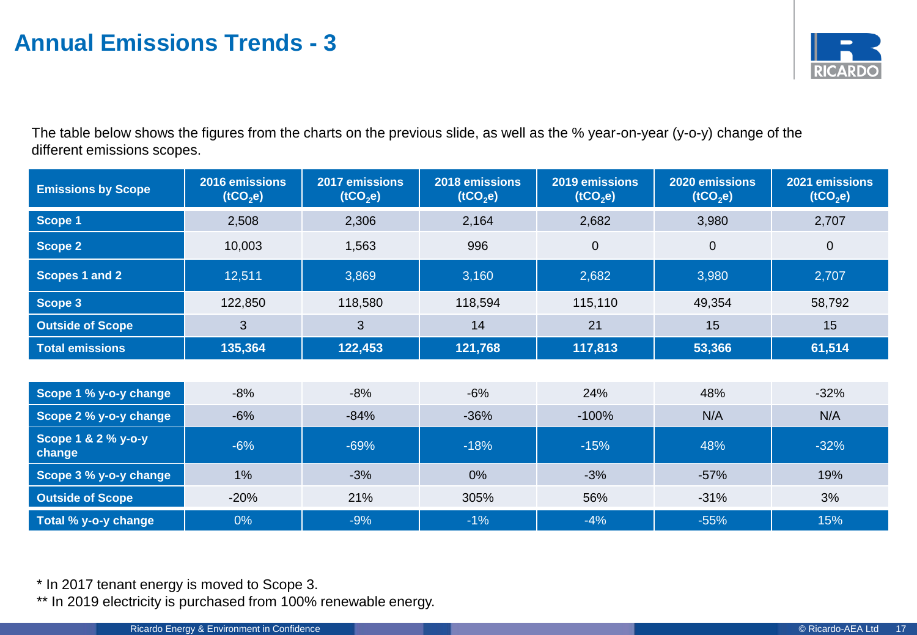# Annual Emissions Trends - 3

The table below shows the figures from the charts on the previous slide, as well as the % year-on-year (y-o-y) change of the different emissions scopes.

| Emissions by Scope | 2016 emissions ($tCO_2e$) | 2017 emissions ($tCO_2e$) | 2018 emissions ($tCO_2e$) | 2019 emissions ($tCO_2e$) | 2020 emissions ($tCO_2e$) | 2021 emissions ($tCO_2e$) |
|---|---|---|---|---|---|---|
| Scope 1 | 2,508 | 2,306 | 2,164 | 2,682 | 3,980 | 2,707 |
| Scope 2 | 10,003 | 1,563 | 996 | 0 | 0 | 0 |
| Scopes 1 and 2 | 12,511 | 3,869 | 3,160 | 2,682 | 3,980 | 2,707 |
| Scope 3 | 122,850 | 118,580 | 118,594 | 115,110 | 49,354 | 58,792 |
| Outside of Scope | 3 | 3 | 14 | 21 | 15 | 15 |
| **Total emissions** | **135,364** | **122,453** | **121,768** | **117,813** | **53,366** | **61,514** |

| | | | | | | |
|---|---|---|---|---|---|---|
| Scope 1 % y-o-y change | -8% | -8% | -6% | 24% | 48% | -32% |
| Scope 2 % y-o-y change | -6% | -84% | -36% | -100% | N/A | N/A |
| Scope 1 & 2 % y-o-y change | -6% | -69% | -18% | -15% | 48% | -32% |
| Scope 3 % y-o-y change | 1% | -3% | 0% | -3% | -57% | 19% |
| Outside of Scope | -20% | 21% | 305% | 56% | -31% | 3% |
| Total % y-o-y change | 0% | -9% | -1% | -4% | -55% | 15% |

* In 2017 tenant energy is moved to Scope 3.

** In 2019 electricity is purchased from 100% renewable energy.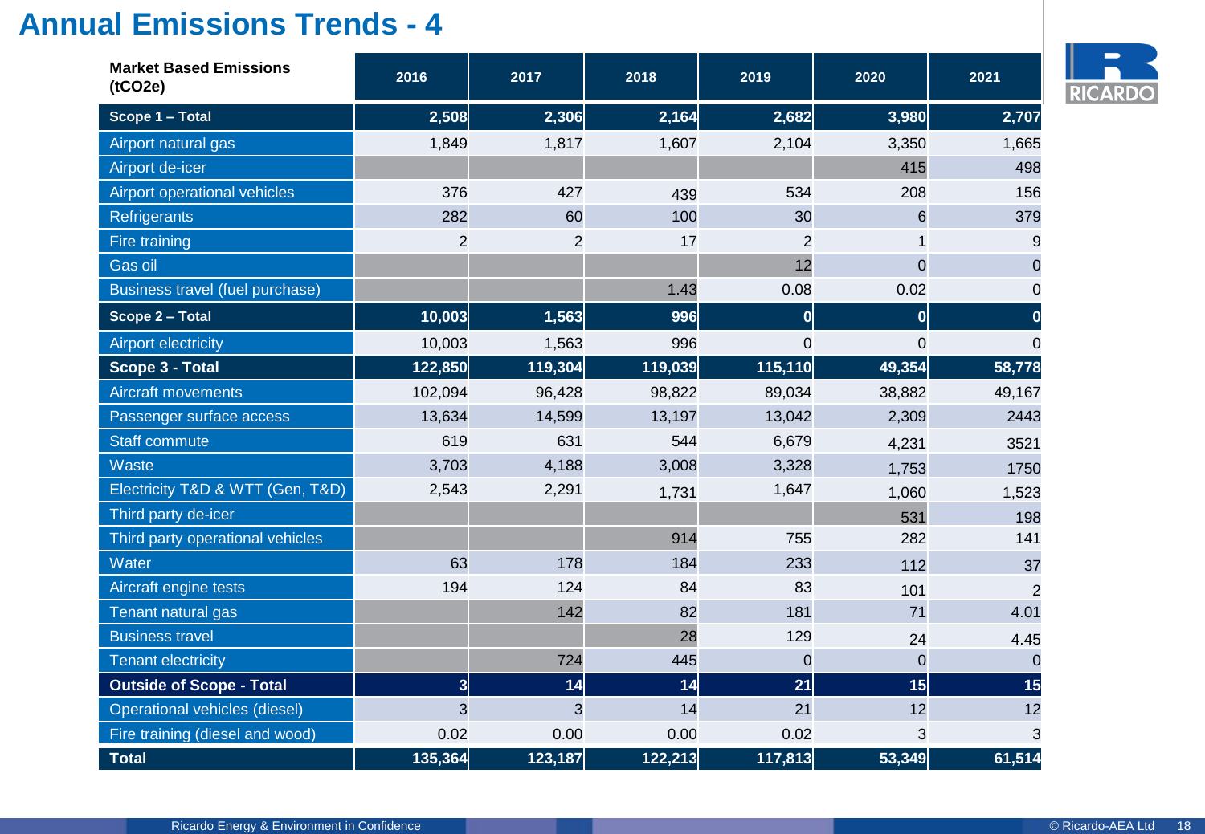# Annual Emissions Trends - 4

| Market Based Emissions (tCO2e) | 2016 | 2017 | 2018 | 2019 | 2020 | 2021 |
|---|---|---|---|---|---|---|
| **Scope 1 – Total** | **2,508** | **2,306** | **2,164** | **2,682** | **3,980** | **2,707** |
| Airport natural gas | 1,849 | 1,817 | 1,607 | 2,104 | 3,350 | 1,665 |
| Airport de-icer | | | | | 415 | 498 |
| Airport operational vehicles | 376 | 427 | 439 | 534 | 208 | 156 |
| Refrigerants | 282 | 60 | 100 | 30 | 6 | 379 |
| Fire training | 2 | 2 | 17 | 2 | 1 | 9 |
| Gas oil | | | | 12 | 0 | 0 |
| Business travel (fuel purchase) | | | 1.43 | 0.08 | 0.02 | 0 |
| **Scope 2 – Total** | **10,003** | **1,563** | **996** | **0** | **0** | **0** |
| Airport electricity | 10,003 | 1,563 | 996 | 0 | 0 | 0 |
| **Scope 3 - Total** | **122,850** | **119,304** | **119,039** | **115,110** | **49,354** | **58,778** |
| Aircraft movements | 102,094 | 96,428 | 98,822 | 89,034 | 38,882 | 49,167 |
| Passenger surface access | 13,634 | 14,599 | 13,197 | 13,042 | 2,309 | 2443 |
| Staff commute | 619 | 631 | 544 | 6,679 | 4,231 | 3521 |
| Waste | 3,703 | 4,188 | 3,008 | 3,328 | 1,753 | 1750 |
| Electricity T&D & WTT (Gen, T&D) | 2,543 | 2,291 | 1,731 | 1,647 | 1,060 | 1,523 |
| Third party de-icer | | | | | 531 | 198 |
| Third party operational vehicles | | | 914 | 755 | 282 | 141 |
| Water | 63 | 178 | 184 | 233 | 112 | 37 |
| Aircraft engine tests | 194 | 124 | 84 | 83 | 101 | 2 |
| Tenant natural gas | | 142 | 82 | 181 | 71 | 4.01 |
| Business travel | | | 28 | 129 | 24 | 4.45 |
| Tenant electricity | | 724 | 445 | 0 | 0 | 0 |
| **Outside of Scope - Total** | **3** | **14** | **14** | **21** | **15** | **15** |
| Operational vehicles (diesel) | 3 | 3 | 14 | 21 | 12 | 12 |
| Fire training (diesel and wood) | 0.02 | 0.00 | 0.00 | 0.02 | 3 | 3 |
| **Total** | **135,364** | **123,187** | **122,213** | **117,813** | **53,349** | **61,514** |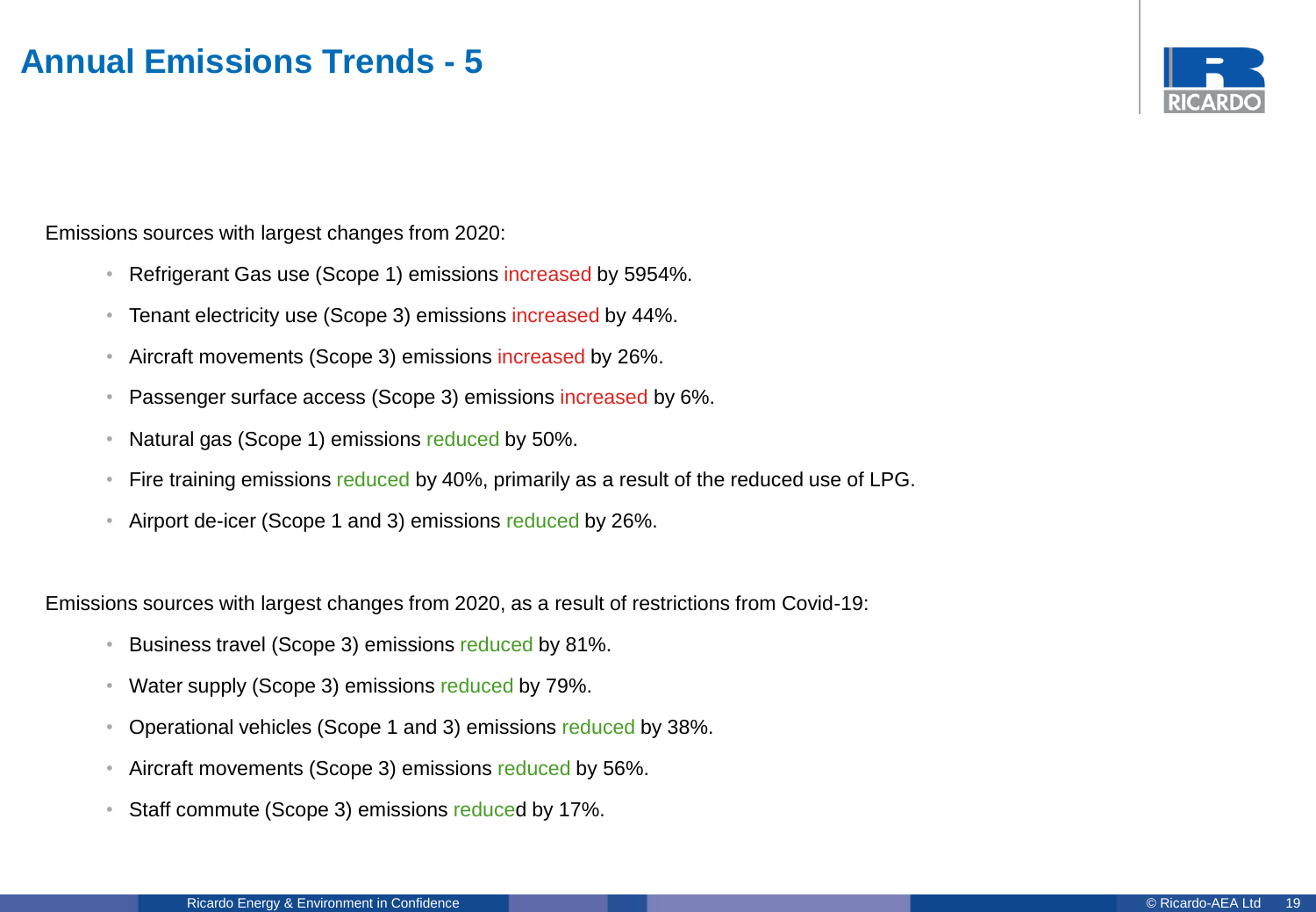# Annual Emissions Trends - 5

Emissions sources with largest changes from 2020:

- Refrigerant Gas use (Scope 1) emissions increased by 5954%.
- Tenant electricity use (Scope 3) emissions increased by 44%.
- Aircraft movements (Scope 3) emissions increased by 26%.
- Passenger surface access (Scope 3) emissions increased by 6%.
- Natural gas (Scope 1) emissions reduced by 50%.
- Fire training emissions reduced by 40%, primarily as a result of the reduced use of LPG.
- Airport de-icer (Scope 1 and 3) emissions reduced by 26%.

Emissions sources with largest changes from 2020, as a result of restrictions from Covid-19:

- Business travel (Scope 3) emissions reduced by 81%.
- Water supply (Scope 3) emissions reduced by 79%.
- Operational vehicles (Scope 1 and 3) emissions reduced by 38%.
- Aircraft movements (Scope 3) emissions reduced by 56%.
- Staff commute (Scope 3) emissions reduced by 17%.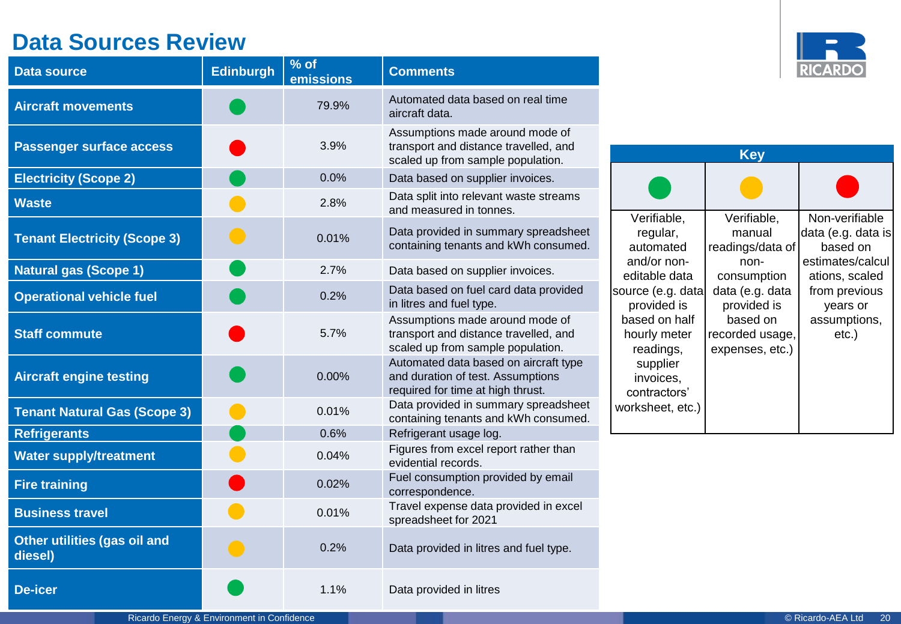# Data Sources Review

| Data source | Edinburgh | % of emissions | Comments |
|---|---|---|---|
| **Aircraft movements** | 🟢 | 79.9% | Automated data based on real time aircraft data. |
| **Passenger surface access** | 🔴 | 3.9% | Assumptions made around mode of transport and distance travelled, and scaled up from sample population. |
| **Electricity (Scope 2)** | 🟢 | 0.0% | Data based on supplier invoices. |
| **Waste** | 🟡 | 2.8% | Data split into relevant waste streams and measured in tonnes. |
| **Tenant Electricity (Scope 3)** | 🟡 | 0.01% | Data provided in summary spreadsheet containing tenants and kWh consumed. |
| **Natural gas (Scope 1)** | 🟢 | 2.7% | Data based on supplier invoices. |
| **Operational vehicle fuel** | 🟢 | 0.2% | Data based on fuel card data provided in litres and fuel type. |
| **Staff commute** | 🔴 | 5.7% | Assumptions made around mode of transport and distance travelled, and scaled up from sample population. |
| **Aircraft engine testing** | 🟢 | 0.00% | Automated data based on aircraft type and duration of test. Assumptions required for time at high thrust. |
| **Tenant Natural Gas (Scope 3)** | 🟡 | 0.01% | Data provided in summary spreadsheet containing tenants and kWh consumed. |
| **Refrigerants** | 🟢 | 0.6% | Refrigerant usage log. |
| **Water supply/treatment** | 🟡 | 0.04% | Figures from excel report rather than evidential records. |
| **Fire training** | 🔴 | 0.02% | Fuel consumption provided by email correspondence. |
| **Business travel** | 🟡 | 0.01% | Travel expense data provided in excel spreadsheet for 2021 |
| **Other utilities (gas oil and diesel)** | 🟡 | 0.2% | Data provided in litres and fuel type. |
| **De-icer** | 🟢 | 1.1% | Data provided in litres |

| Key | | |
|---|---|---|
| 🟢 | 🟡 | 🔴 |
| Verifiable, regular, automated and/or non-editable data source (e.g. data provided is based on half hourly meter readings, supplier invoices, contractors' worksheet, etc.) | Verifiable, manual readings/data of non-consumption data (e.g. data provided is based on recorded usage, expenses, etc.) | Non-verifiable data (e.g. data is based on estimates/calculations, scaled from previous years or assumptions, etc.) |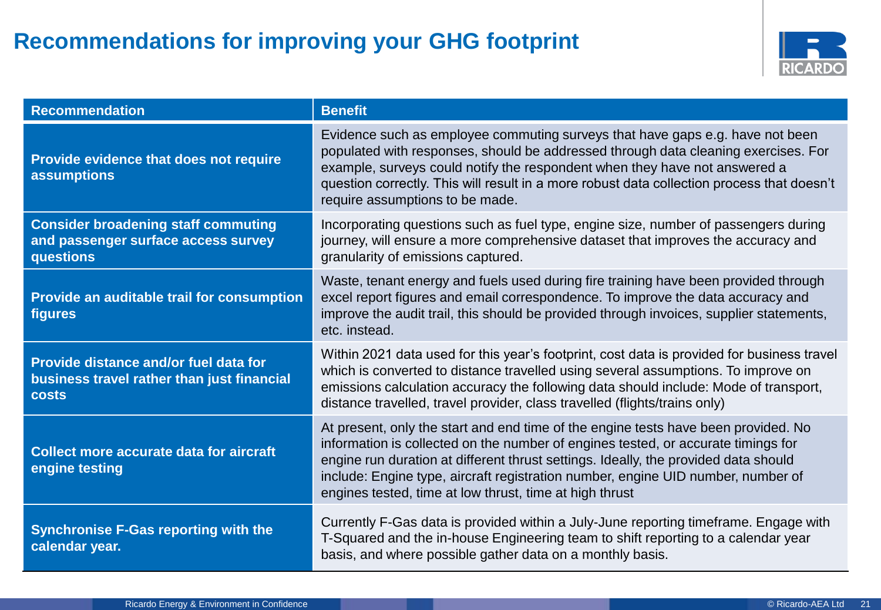# Recommendations for improving your GHG footprint

| Recommendation | Benefit |
| --- | --- |
| **Provide evidence that does not require assumptions** | Evidence such as employee commuting surveys that have gaps e.g. have not been populated with responses, should be addressed through data cleaning exercises. For example, surveys could notify the respondent when they have not answered a question correctly. This will result in a more robust data collection process that doesn't require assumptions to be made. |
| **Consider broadening staff commuting and passenger surface access survey questions** | Incorporating questions such as fuel type, engine size, number of passengers during journey, will ensure a more comprehensive dataset that improves the accuracy and granularity of emissions captured. |
| **Provide an auditable trail for consumption figures** | Waste, tenant energy and fuels used during fire training have been provided through excel report figures and email correspondence. To improve the data accuracy and improve the audit trail, this should be provided through invoices, supplier statements, etc. instead. |
| **Provide distance and/or fuel data for business travel rather than just financial costs** | Within 2021 data used for this year's footprint, cost data is provided for business travel which is converted to distance travelled using several assumptions. To improve on emissions calculation accuracy the following data should include: Mode of transport, distance travelled, travel provider, class travelled (flights/trains only) |
| **Collect more accurate data for aircraft engine testing** | At present, only the start and end time of the engine tests have been provided. No information is collected on the number of engines tested, or accurate timings for engine run duration at different thrust settings. Ideally, the provided data should include: Engine type, aircraft registration number, engine UID number, number of engines tested, time at low thrust, time at high thrust |
| **Synchronise F-Gas reporting with the calendar year.** | Currently F-Gas data is provided within a July-June reporting timeframe. Engage with T-Squared and the in-house Engineering team to shift reporting to a calendar year basis, and where possible gather data on a monthly basis. |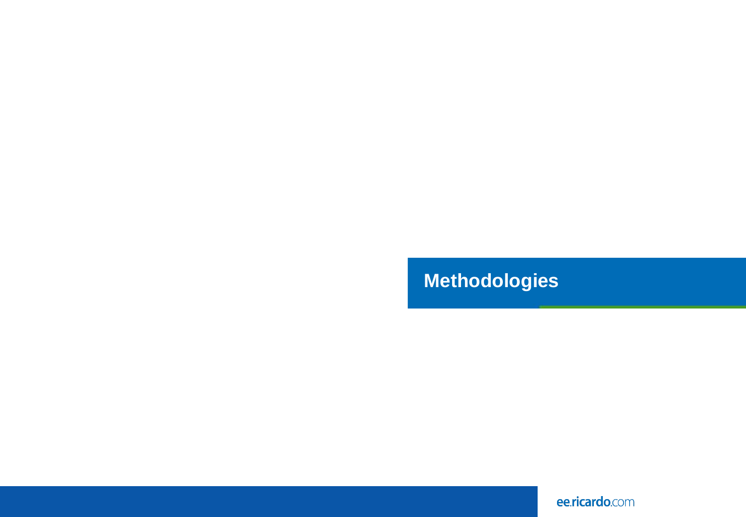# Methodologies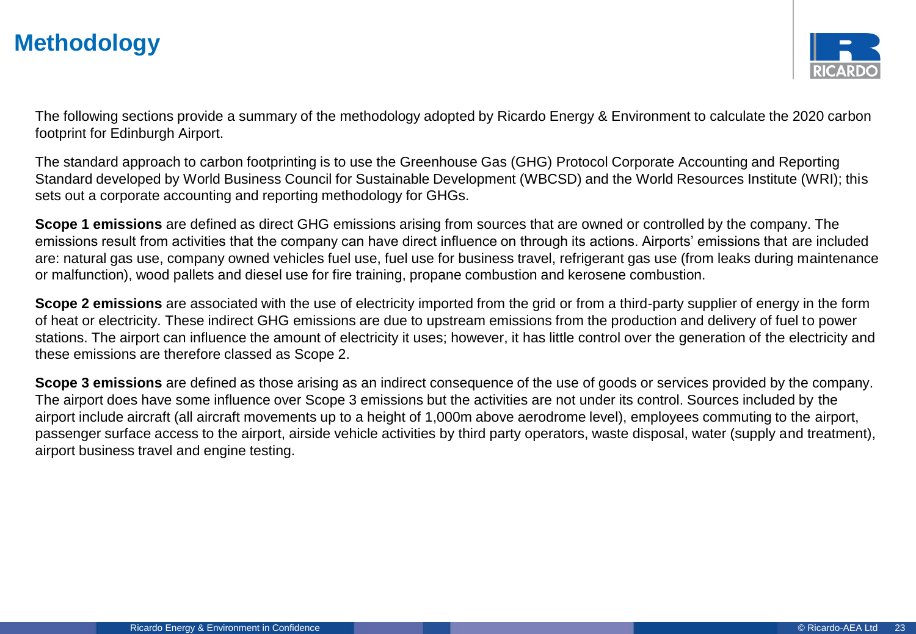# Methodology

The following sections provide a summary of the methodology adopted by Ricardo Energy & Environment to calculate the 2020 carbon footprint for Edinburgh Airport.

The standard approach to carbon footprinting is to use the Greenhouse Gas (GHG) Protocol Corporate Accounting and Reporting Standard developed by World Business Council for Sustainable Development (WBCSD) and the World Resources Institute (WRI); this sets out a corporate accounting and reporting methodology for GHGs.

**Scope 1 emissions** are defined as direct GHG emissions arising from sources that are owned or controlled by the company. The emissions result from activities that the company can have direct influence on through its actions. Airports' emissions that are included are: natural gas use, company owned vehicles fuel use, fuel use for business travel, refrigerant gas use (from leaks during maintenance or malfunction), wood pallets and diesel use for fire training, propane combustion and kerosene combustion.

**Scope 2 emissions** are associated with the use of electricity imported from the grid or from a third-party supplier of energy in the form of heat or electricity. These indirect GHG emissions are due to upstream emissions from the production and delivery of fuel to power stations. The airport can influence the amount of electricity it uses; however, it has little control over the generation of the electricity and these emissions are therefore classed as Scope 2.

**Scope 3 emissions** are defined as those arising as an indirect consequence of the use of goods or services provided by the company. The airport does have some influence over Scope 3 emissions but the activities are not under its control. Sources included by the airport include aircraft (all aircraft movements up to a height of 1,000m above aerodrome level), employees commuting to the airport, passenger surface access to the airport, airside vehicle activities by third party operators, waste disposal, water (supply and treatment), airport business travel and engine testing.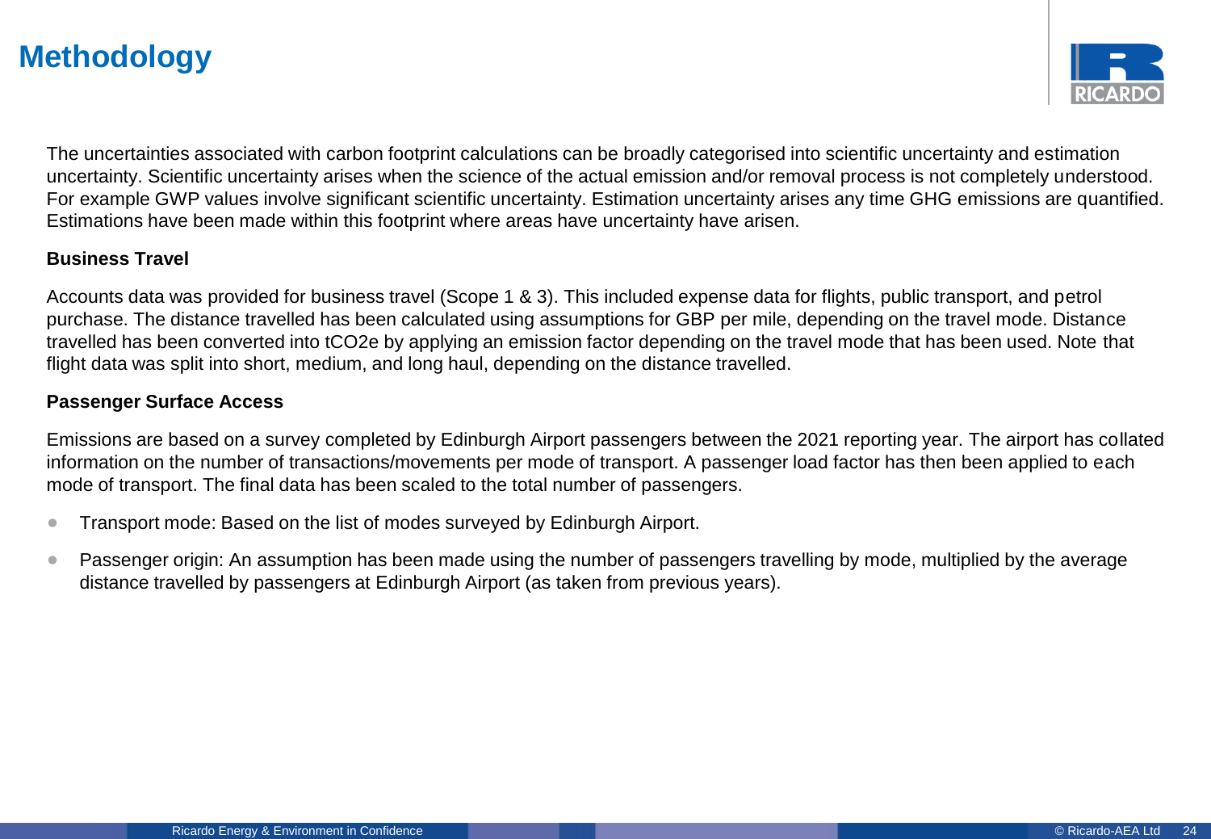# Methodology

The uncertainties associated with carbon footprint calculations can be broadly categorised into scientific uncertainty and estimation uncertainty. Scientific uncertainty arises when the science of the actual emission and/or removal process is not completely understood. For example GWP values involve significant scientific uncertainty. Estimation uncertainty arises any time GHG emissions are quantified. Estimations have been made within this footprint where areas have uncertainty have arisen.

**Business Travel**

Accounts data was provided for business travel (Scope 1 & 3). This included expense data for flights, public transport, and petrol purchase. The distance travelled has been calculated using assumptions for GBP per mile, depending on the travel mode. Distance travelled has been converted into $tCO_2e$ by applying an emission factor depending on the travel mode that has been used. Note that flight data was split into short, medium, and long haul, depending on the distance travelled.

**Passenger Surface Access**

Emissions are based on a survey completed by Edinburgh Airport passengers between the 2021 reporting year. The airport has collated information on the number of transactions/movements per mode of transport. A passenger load factor has then been applied to each mode of transport. The final data has been scaled to the total number of passengers.

- Transport mode: Based on the list of modes surveyed by Edinburgh Airport.
- Passenger origin: An assumption has been made using the number of passengers travelling by mode, multiplied by the average distance travelled by passengers at Edinburgh Airport (as taken from previous years).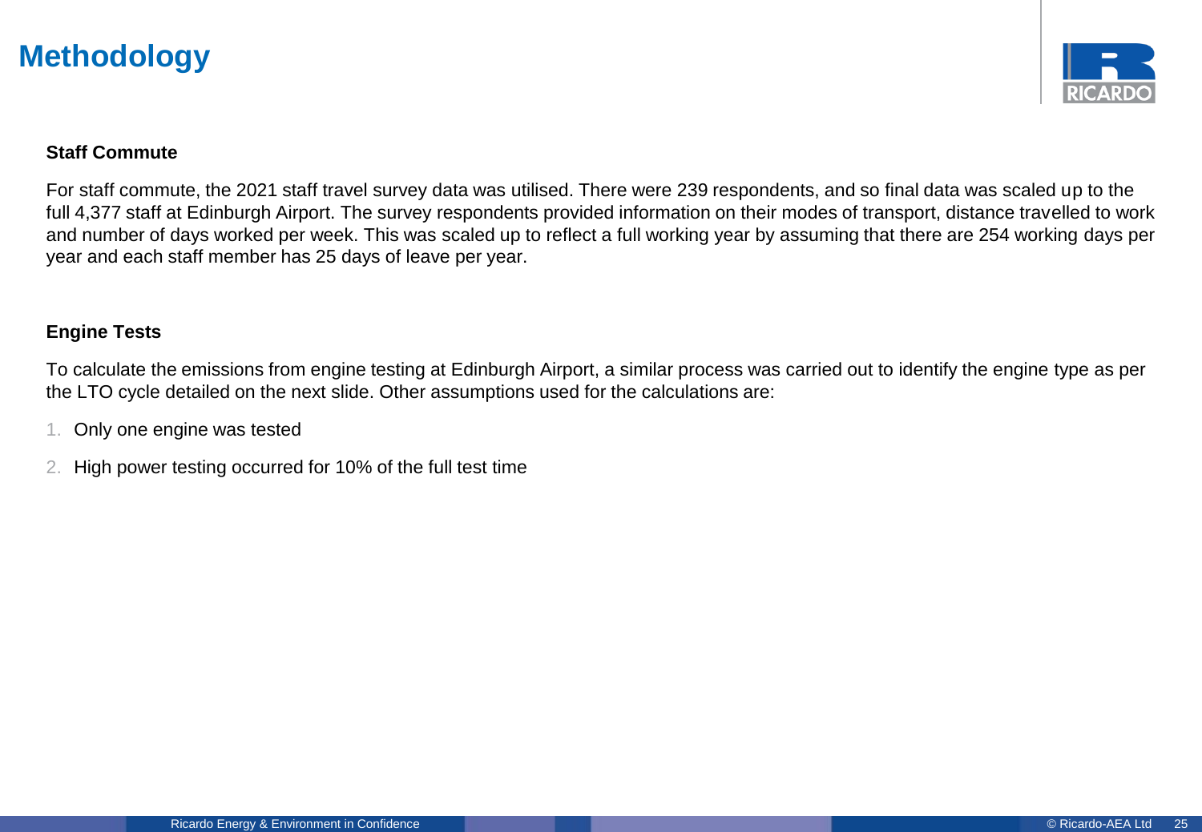# Methodology

**Staff Commute**

For staff commute, the 2021 staff travel survey data was utilised. There were 239 respondents, and so final data was scaled up to the full 4,377 staff at Edinburgh Airport. The survey respondents provided information on their modes of transport, distance travelled to work and number of days worked per week. This was scaled up to reflect a full working year by assuming that there are 254 working days per year and each staff member has 25 days of leave per year.

**Engine Tests**

To calculate the emissions from engine testing at Edinburgh Airport, a similar process was carried out to identify the engine type as per the LTO cycle detailed on the next slide. Other assumptions used for the calculations are:

1. Only one engine was tested
2. High power testing occurred for 10% of the full test time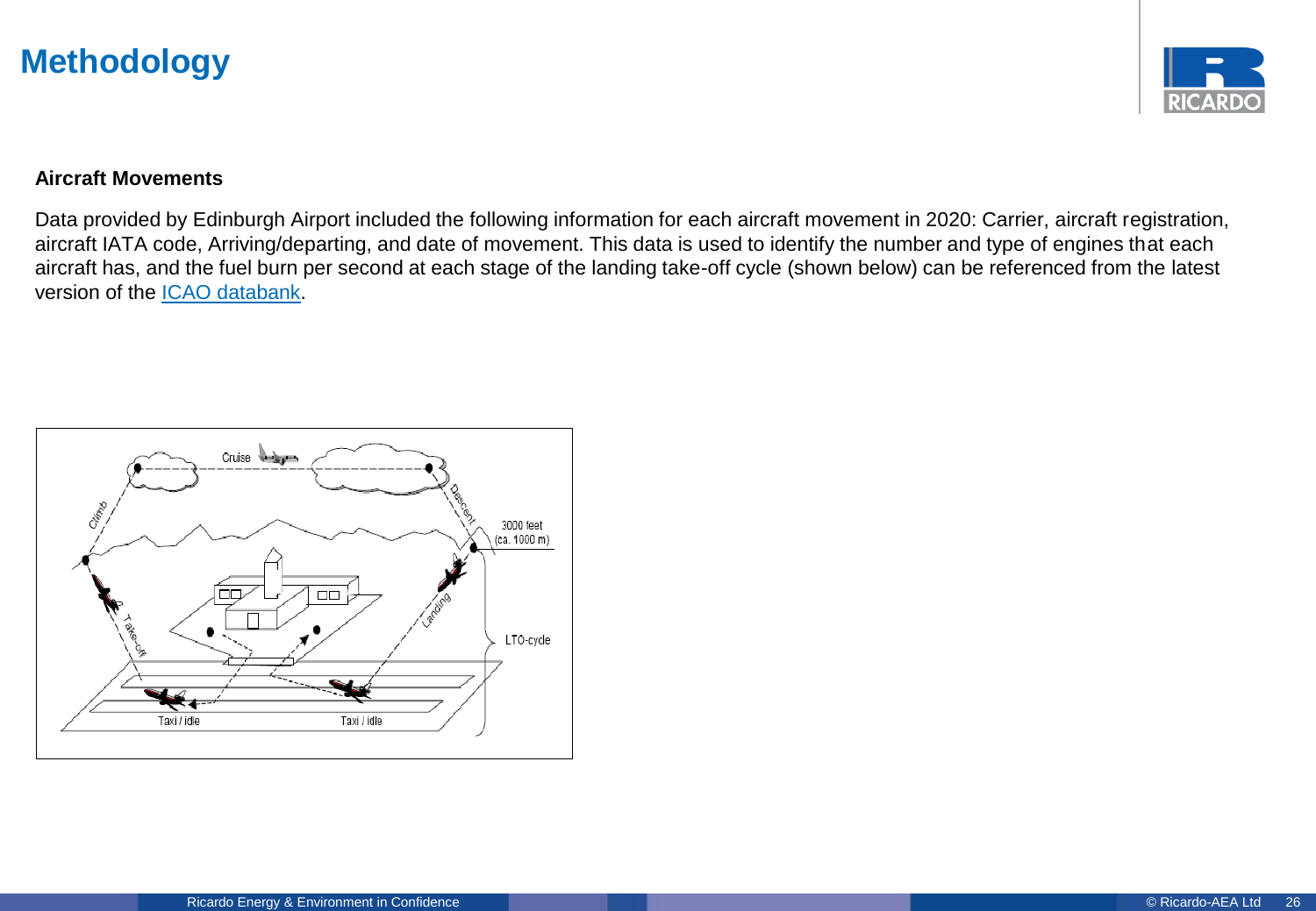# Methodology

**Aircraft Movements**

Data provided by Edinburgh Airport included the following information for each aircraft movement in 2020: Carrier, aircraft registration, aircraft IATA code, Arriving/departing, and date of movement. This data is used to identify the number and type of engines that each aircraft has, and the fuel burn per second at each stage of the landing take-off cycle (shown below) can be referenced from the latest version of the [ICAO databank](ICAO databank).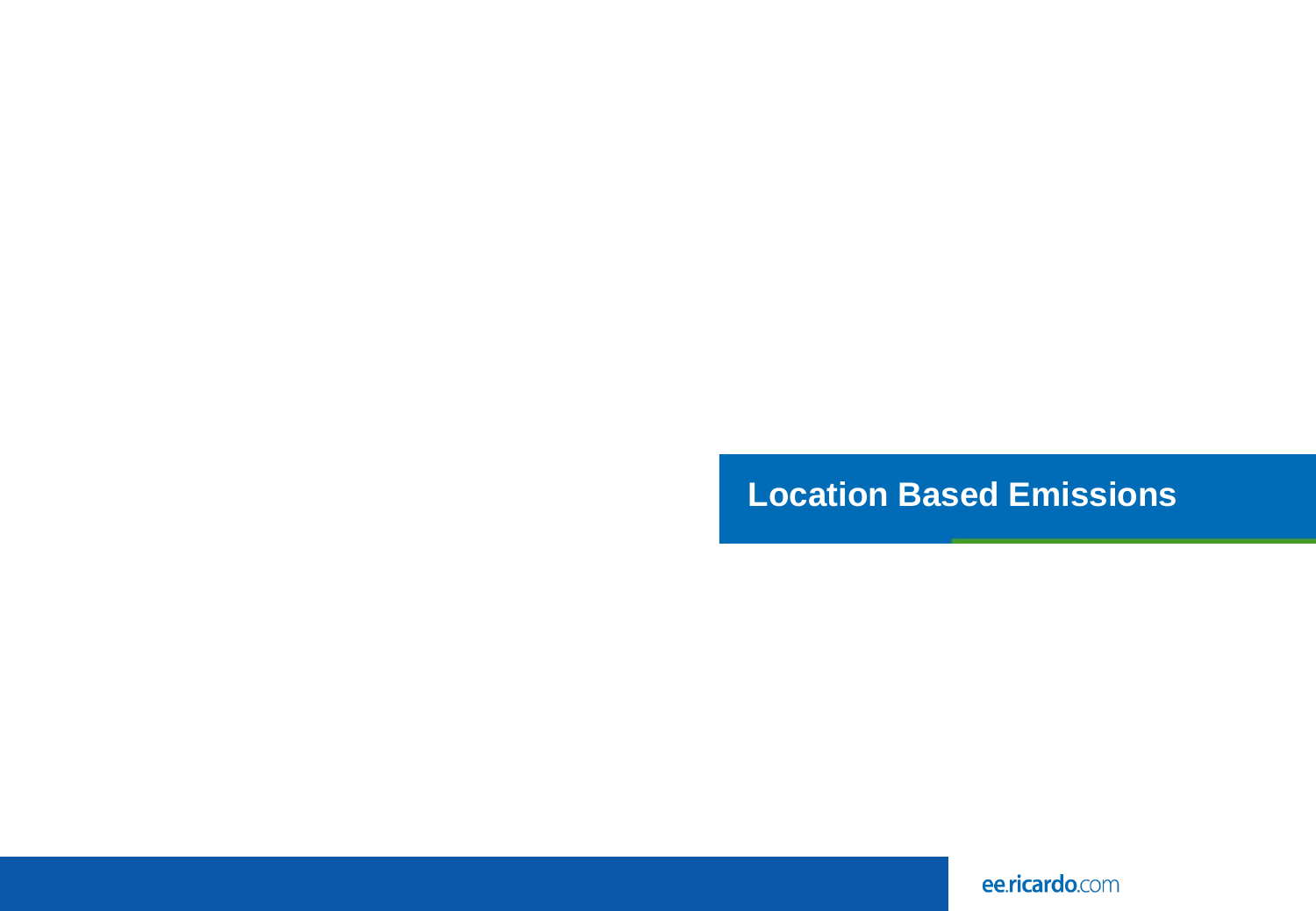# Location Based Emissions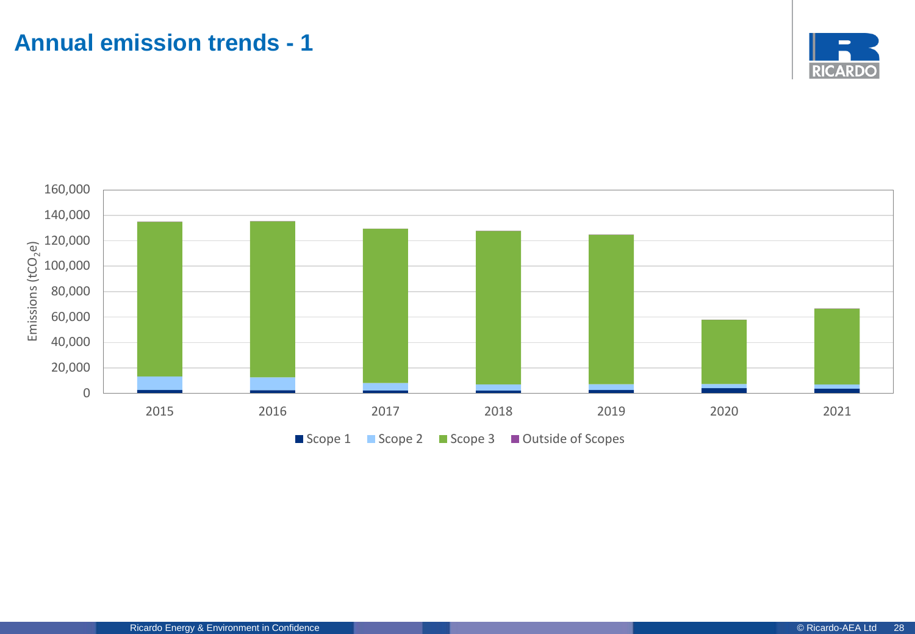# Annual emission trends - 1

Emissions ($tCO_2e$)

160,000
140,000
120,000
100,000
80,000
60,000
40,000
20,000
0

2015 2016 2017 2018 2019 2020 2021

Scope 1 Scope 2 Scope 3 Outside of Scopes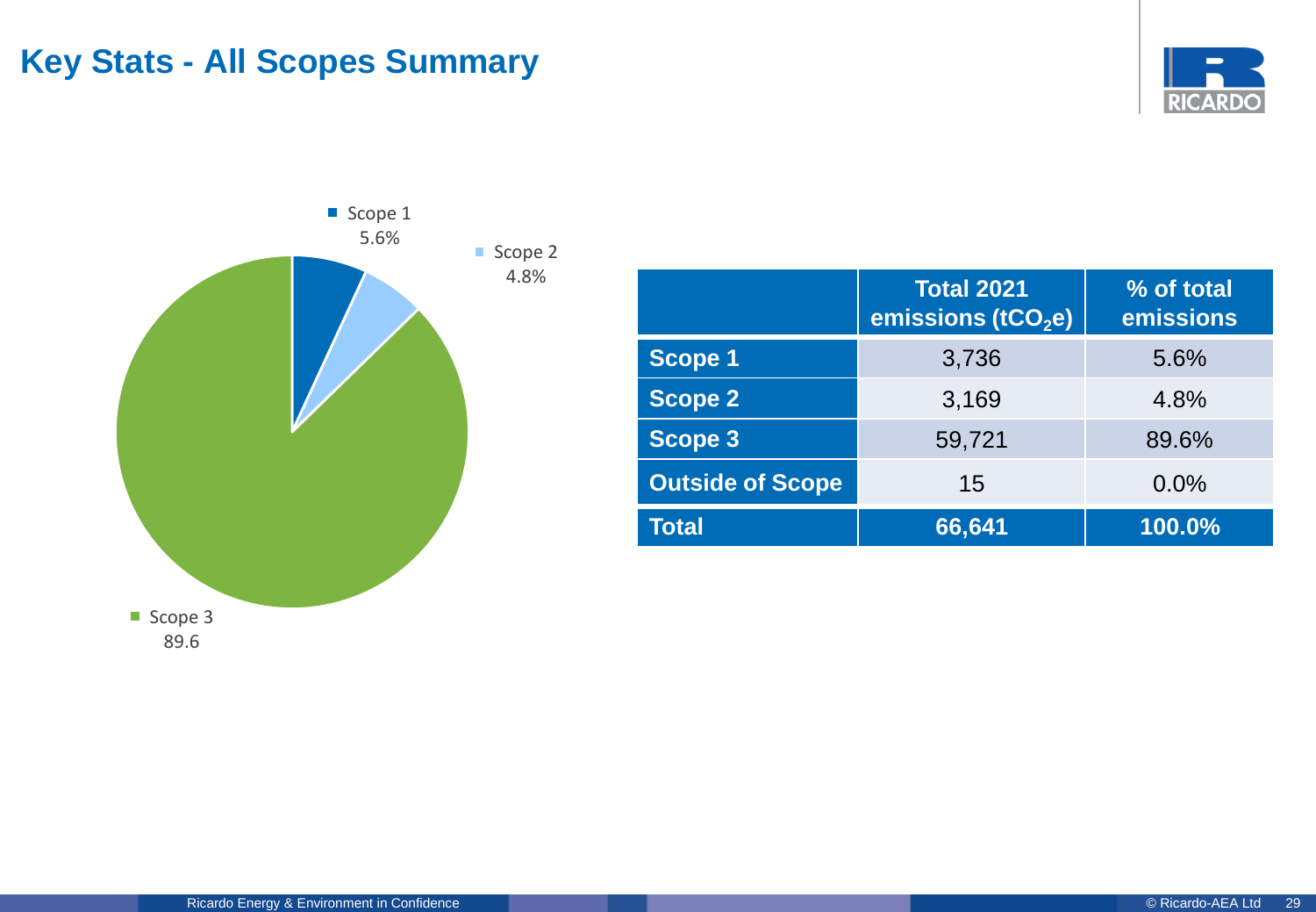# Key Stats - All Scopes Summary

Scope 1
5.6%

Scope 2
4.8%

Scope 3
89.6

| | Total 2021 emissions ($tCO_2e$) | % of total emissions |
|---|---|---|
| **Scope 1** | 3,736 | 5.6% |
| **Scope 2** | 3,169 | 4.8% |
| **Scope 3** | 59,721 | 89.6% |
| **Outside of Scope** | 15 | 0.0% |
| **Total** | **66,641** | **100.0%** |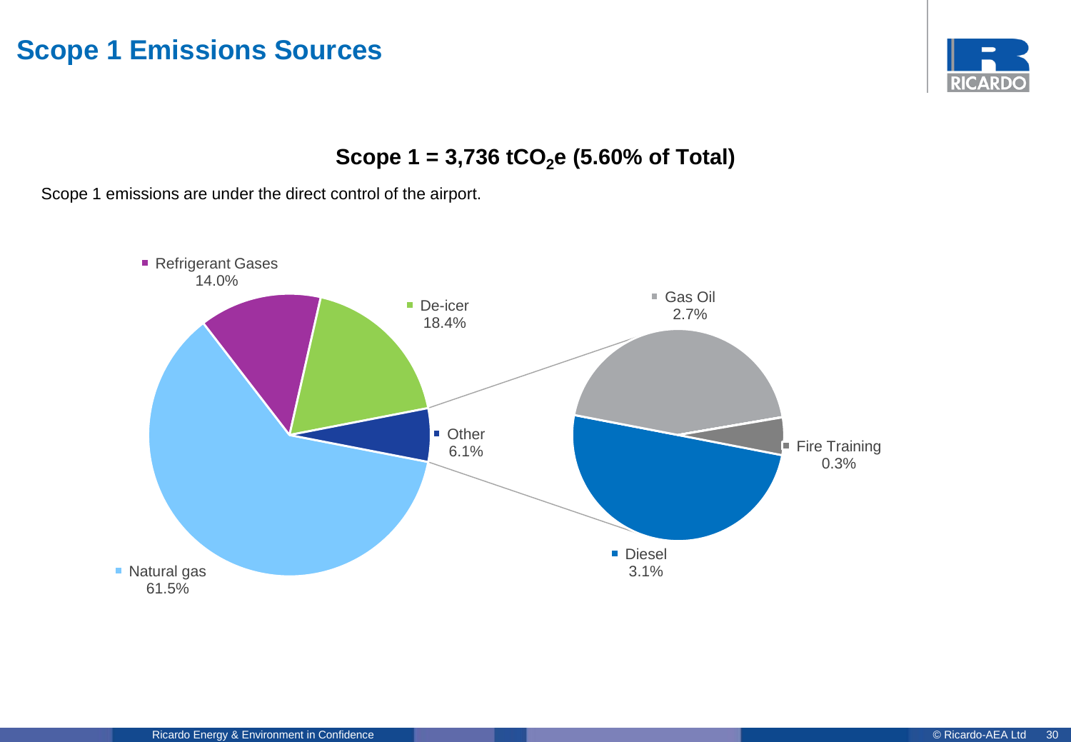# Scope 1 Emissions Sources

**Scope 1 = 3,736 $tCO_2e$ (5.60% of Total)**

Scope 1 emissions are under the direct control of the airport.

Refrigerant Gases 14.0%

De-icer 18.4%

Other 6.1%

Natural gas 61.5%

Gas Oil 2.7%

Fire Training 0.3%

Diesel 3.1%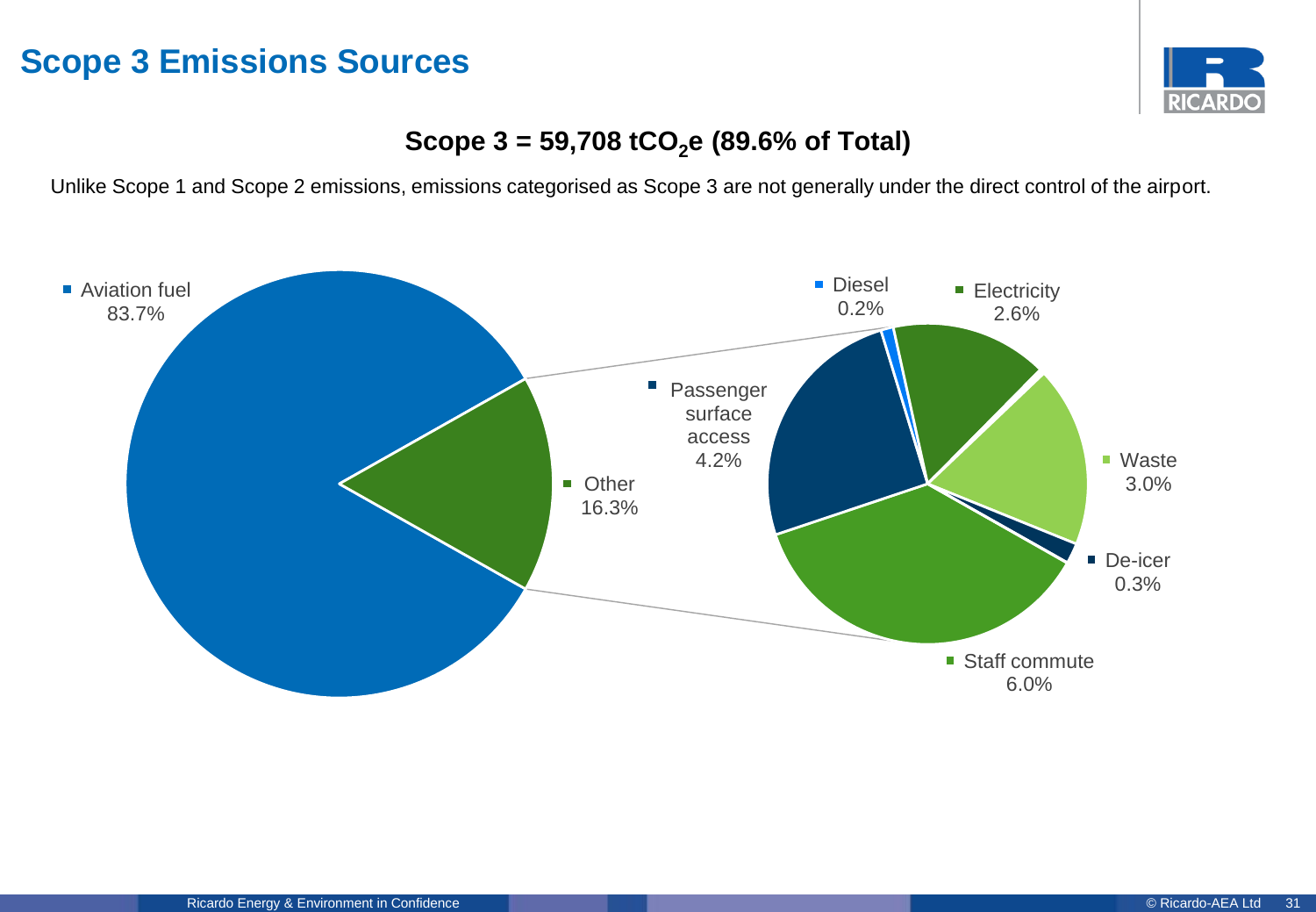# Scope 3 Emissions Sources

**Scope 3 = 59,708 $tCO_2e$ (89.6% of Total)**

Unlike Scope 1 and Scope 2 emissions, emissions categorised as Scope 3 are not generally under the direct control of the airport.

- Aviation fuel 83.7%
- Other 16.3%
  - Passenger surface access 4.2%
  - Diesel 0.2%
  - Electricity 2.6%
  - Waste 3.0%
  - De-icer 0.3%
  - Staff commute 6.0%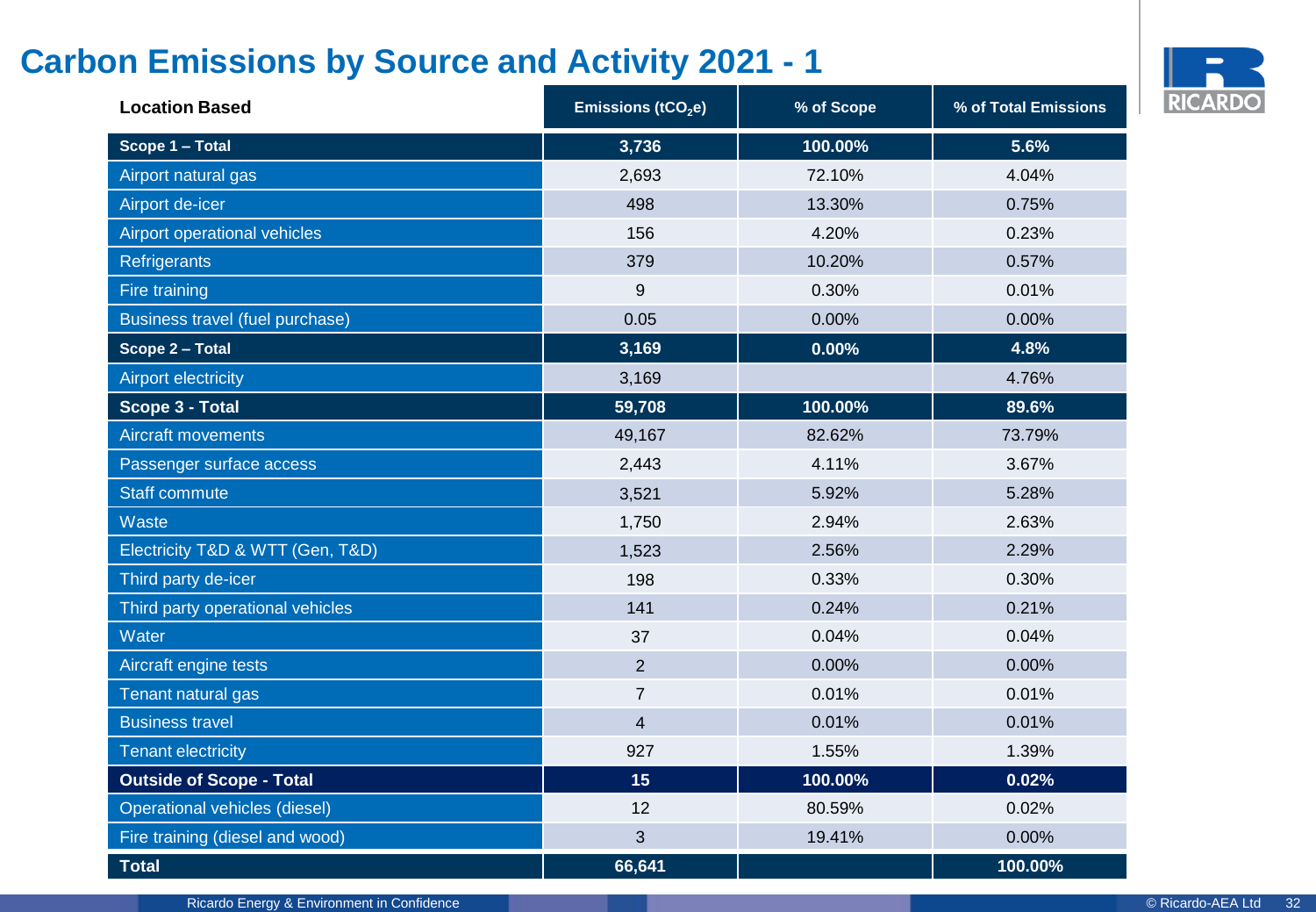# Carbon Emissions by Source and Activity 2021 - 1

| Location Based | Emissions ($tCO_2e$) | % of Scope | % of Total Emissions |
|---|---|---|---|
| **Scope 1 – Total** | **3,736** | **100.00%** | **5.6%** |
| Airport natural gas | 2,693 | 72.10% | 4.04% |
| Airport de-icer | 498 | 13.30% | 0.75% |
| Airport operational vehicles | 156 | 4.20% | 0.23% |
| Refrigerants | 379 | 10.20% | 0.57% |
| Fire training | 9 | 0.30% | 0.01% |
| Business travel (fuel purchase) | 0.05 | 0.00% | 0.00% |
| **Scope 2 – Total** | **3,169** | **0.00%** | **4.8%** |
| Airport electricity | 3,169 | | 4.76% |
| **Scope 3 - Total** | **59,708** | **100.00%** | **89.6%** |
| Aircraft movements | 49,167 | 82.62% | 73.79% |
| Passenger surface access | 2,443 | 4.11% | 3.67% |
| Staff commute | 3,521 | 5.92% | 5.28% |
| Waste | 1,750 | 2.94% | 2.63% |
| Electricity T&D & WTT (Gen, T&D) | 1,523 | 2.56% | 2.29% |
| Third party de-icer | 198 | 0.33% | 0.30% |
| Third party operational vehicles | 141 | 0.24% | 0.21% |
| Water | 37 | 0.04% | 0.04% |
| Aircraft engine tests | 2 | 0.00% | 0.00% |
| Tenant natural gas | 7 | 0.01% | 0.01% |
| Business travel | 4 | 0.01% | 0.01% |
| Tenant electricity | 927 | 1.55% | 1.39% |
| **Outside of Scope - Total** | **15** | **100.00%** | **0.02%** |
| Operational vehicles (diesel) | 12 | 80.59% | 0.02% |
| Fire training (diesel and wood) | 3 | 19.41% | 0.00% |
| **Total** | **66,641** | | **100.00%** |

Ricardo Energy & Environment in Confidence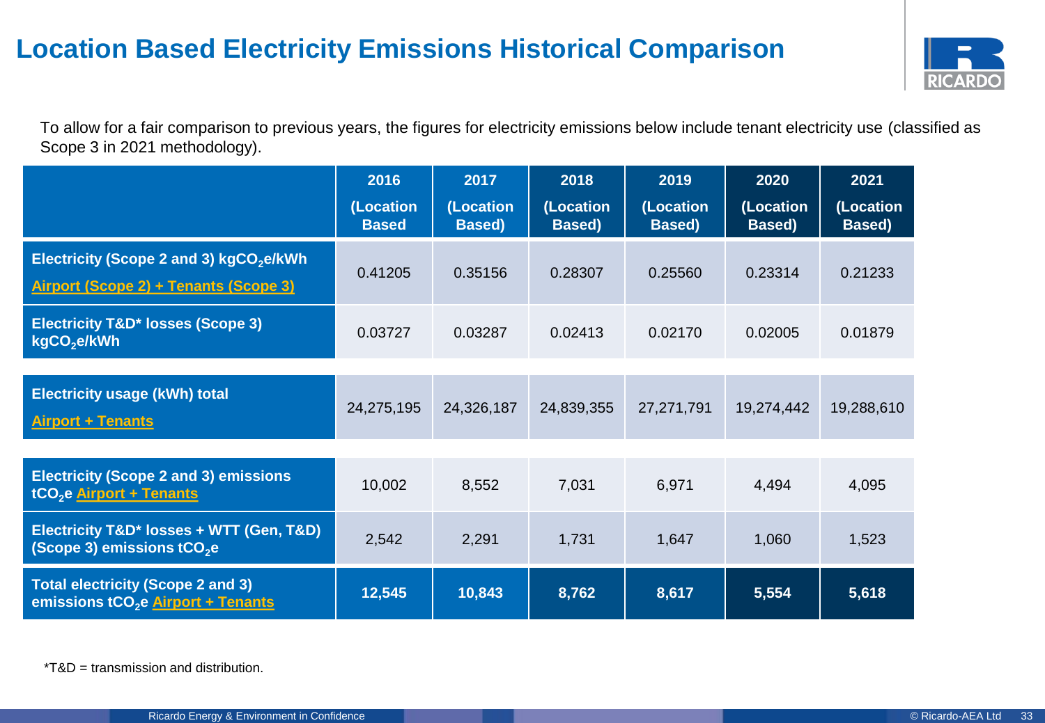# Location Based Electricity Emissions Historical Comparison

To allow for a fair comparison to previous years, the figures for electricity emissions below include tenant electricity use (classified as Scope 3 in 2021 methodology).

| | 2016 (Location Based | 2017 (Location Based) | 2018 (Location Based) | 2019 (Location Based) | 2020 (Location Based) | 2021 (Location Based) |
|---|---|---|---|---|---|---|
| **Electricity (Scope 2 and 3) kg$CO_2$e/kWh** Airport (Scope 2) + Tenants (Scope 3) | 0.41205 | 0.35156 | 0.28307 | 0.25560 | 0.23314 | 0.21233 |
| **Electricity T&D* losses (Scope 3) kg$CO_2$e/kWh** | 0.03727 | 0.03287 | 0.02413 | 0.02170 | 0.02005 | 0.01879 |
| **Electricity usage (kWh) total** Airport + Tenants | 24,275,195 | 24,326,187 | 24,839,355 | 27,271,791 | 19,274,442 | 19,288,610 |
| **Electricity (Scope 2 and 3) emissions t$CO_2$e** Airport + Tenants | 10,002 | 8,552 | 7,031 | 6,971 | 4,494 | 4,095 |
| **Electricity T&D* losses + WTT (Gen, T&D) (Scope 3) emissions t$CO_2$e** | 2,542 | 2,291 | 1,731 | 1,647 | 1,060 | 1,523 |
| **Total electricity (Scope 2 and 3) emissions t$CO_2$e** Airport + Tenants | **12,545** | **10,843** | **8,762** | **8,617** | **5,554** | **5,618** |

*T&D = transmission and distribution.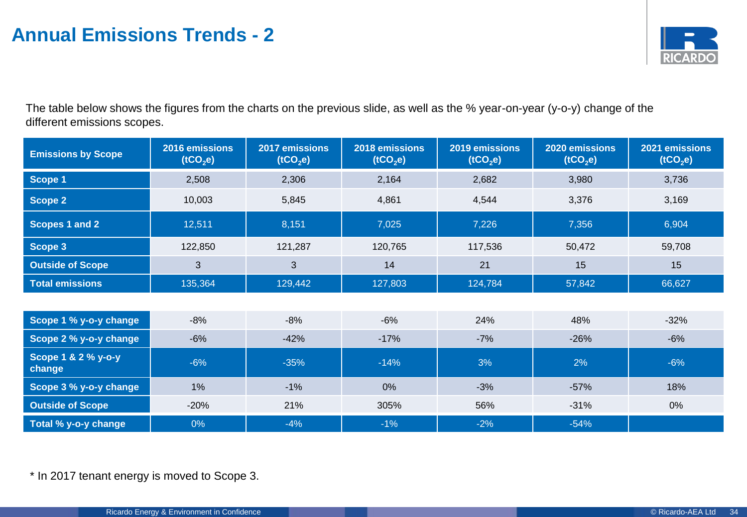# Annual Emissions Trends - 2

The table below shows the figures from the charts on the previous slide, as well as the % year-on-year (y-o-y) change of the different emissions scopes.

| Emissions by Scope | 2016 emissions ($tCO_2e$) | 2017 emissions ($tCO_2e$) | 2018 emissions ($tCO_2e$) | 2019 emissions ($tCO_2e$) | 2020 emissions ($tCO_2e$) | 2021 emissions ($tCO_2e$) |
|---|---|---|---|---|---|---|
| **Scope 1** | 2,508 | 2,306 | 2,164 | 2,682 | 3,980 | 3,736 |
| **Scope 2** | 10,003 | 5,845 | 4,861 | 4,544 | 3,376 | 3,169 |
| **Scopes 1 and 2** | 12,511 | 8,151 | 7,025 | 7,226 | 7,356 | 6,904 |
| **Scope 3** | 122,850 | 121,287 | 120,765 | 117,536 | 50,472 | 59,708 |
| **Outside of Scope** | 3 | 3 | 14 | 21 | 15 | 15 |
| **Total emissions** | 135,364 | 129,442 | 127,803 | 124,784 | 57,842 | 66,627 |

| | | | | | | |
|---|---|---|---|---|---|---|
| **Scope 1 % y-o-y change** | -8% | -8% | -6% | 24% | 48% | -32% |
| **Scope 2 % y-o-y change** | -6% | -42% | -17% | -7% | -26% | -6% |
| **Scope 1 & 2 % y-o-y change** | -6% | -35% | -14% | 3% | 2% | -6% |
| **Scope 3 % y-o-y change** | 1% | -1% | 0% | -3% | -57% | 18% |
| **Outside of Scope** | -20% | 21% | 305% | 56% | -31% | 0% |
| **Total % y-o-y change** | 0% | -4% | -1% | -2% | -54% | |

* In 2017 tenant energy is moved to Scope 3.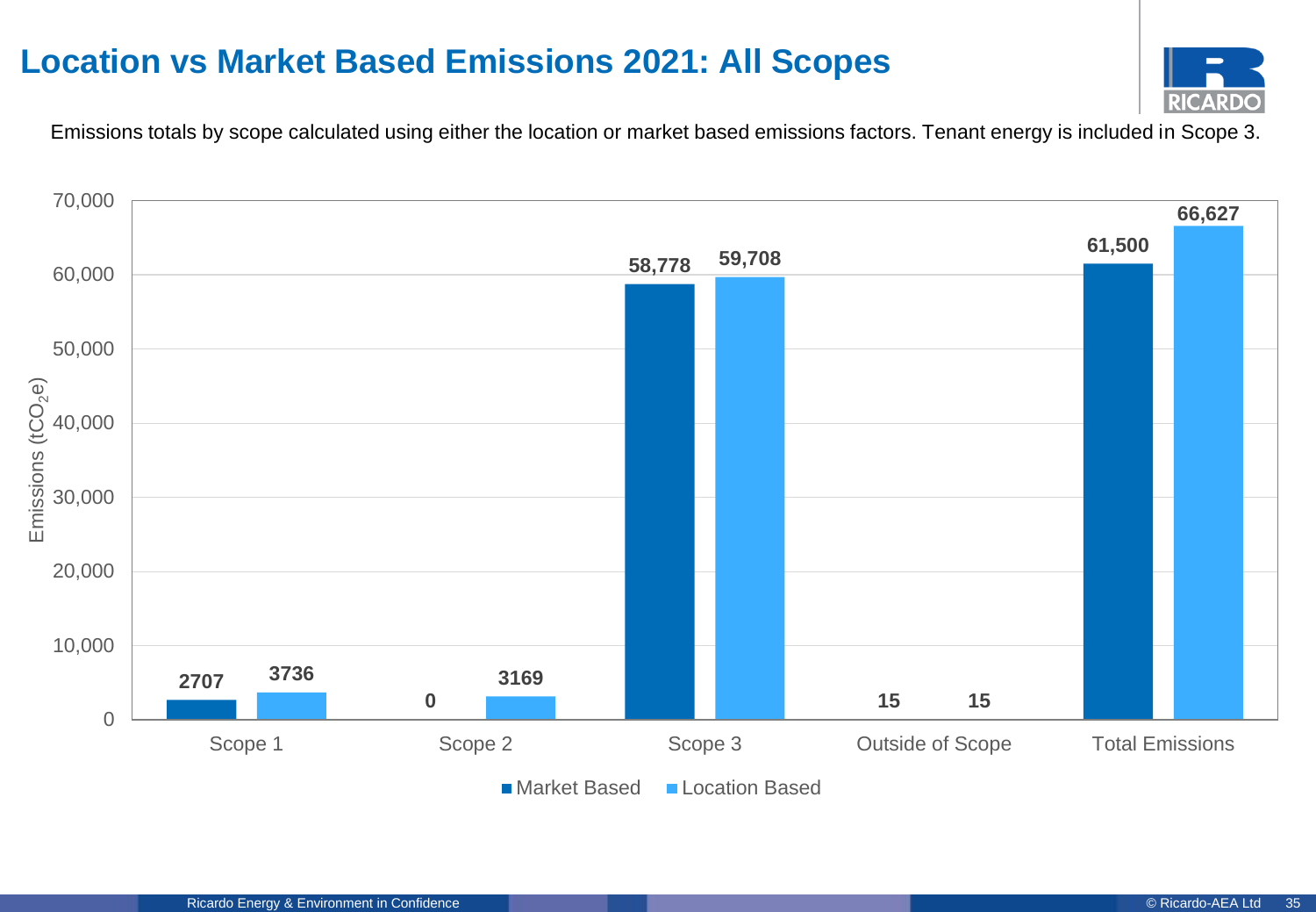# Location vs Market Based Emissions 2021: All Scopes

Emissions totals by scope calculated using either the location or market based emissions factors. Tenant energy is included in Scope 3.

| Emissions ($tCO_2e$) | Market Based | Location Based |
|---|---|---|
| Scope 1 | 2707 | 3736 |
| Scope 2 | 0 | 3169 |
| Scope 3 | 58,778 | 59,708 |
| Outside of Scope | 15 | 15 |
| Total Emissions | 61,500 | 66,627 |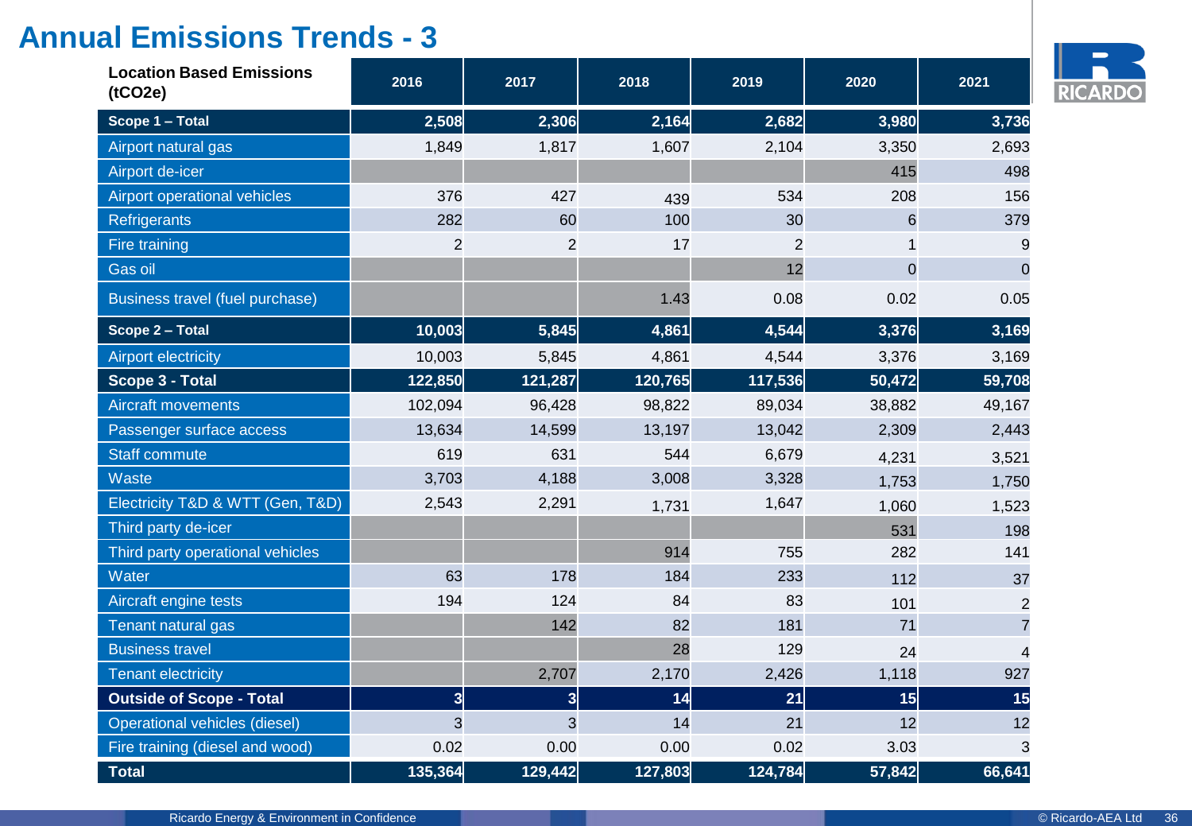# Annual Emissions Trends - 3

| Location Based Emissions (tCO2e) | 2016 | 2017 | 2018 | 2019 | 2020 | 2021 |
|---|---|---|---|---|---|---|
| **Scope 1 – Total** | **2,508** | **2,306** | **2,164** | **2,682** | **3,980** | **3,736** |
| Airport natural gas | 1,849 | 1,817 | 1,607 | 2,104 | 3,350 | 2,693 |
| Airport de-icer | | | | | 415 | 498 |
| Airport operational vehicles | 376 | 427 | 439 | 534 | 208 | 156 |
| Refrigerants | 282 | 60 | 100 | 30 | 6 | 379 |
| Fire training | 2 | 2 | 17 | 2 | 1 | 9 |
| Gas oil | | | | 12 | 0 | 0 |
| Business travel (fuel purchase) | | | 1.43 | 0.08 | 0.02 | 0.05 |
| **Scope 2 – Total** | **10,003** | **5,845** | **4,861** | **4,544** | **3,376** | **3,169** |
| Airport electricity | 10,003 | 5,845 | 4,861 | 4,544 | 3,376 | 3,169 |
| **Scope 3 - Total** | **122,850** | **121,287** | **120,765** | **117,536** | **50,472** | **59,708** |
| Aircraft movements | 102,094 | 96,428 | 98,822 | 89,034 | 38,882 | 49,167 |
| Passenger surface access | 13,634 | 14,599 | 13,197 | 13,042 | 2,309 | 2,443 |
| Staff commute | 619 | 631 | 544 | 6,679 | 4,231 | 3,521 |
| Waste | 3,703 | 4,188 | 3,008 | 3,328 | 1,753 | 1,750 |
| Electricity T&D & WTT (Gen, T&D) | 2,543 | 2,291 | 1,731 | 1,647 | 1,060 | 1,523 |
| Third party de-icer | | | | | 531 | 198 |
| Third party operational vehicles | | | 914 | 755 | 282 | 141 |
| Water | 63 | 178 | 184 | 233 | 112 | 37 |
| Aircraft engine tests | 194 | 124 | 84 | 83 | 101 | 2 |
| Tenant natural gas | | 142 | 82 | 181 | 71 | 7 |
| Business travel | | | 28 | 129 | 24 | 4 |
| Tenant electricity | | 2,707 | 2,170 | 2,426 | 1,118 | 927 |
| **Outside of Scope - Total** | **3** | **3** | **14** | **21** | **15** | **15** |
| Operational vehicles (diesel) | 3 | 3 | 14 | 21 | 12 | 12 |
| Fire training (diesel and wood) | 0.02 | 0.00 | 0.00 | 0.02 | 3.03 | 3 |
| **Total** | **135,364** | **129,442** | **127,803** | **124,784** | **57,842** | **66,641** |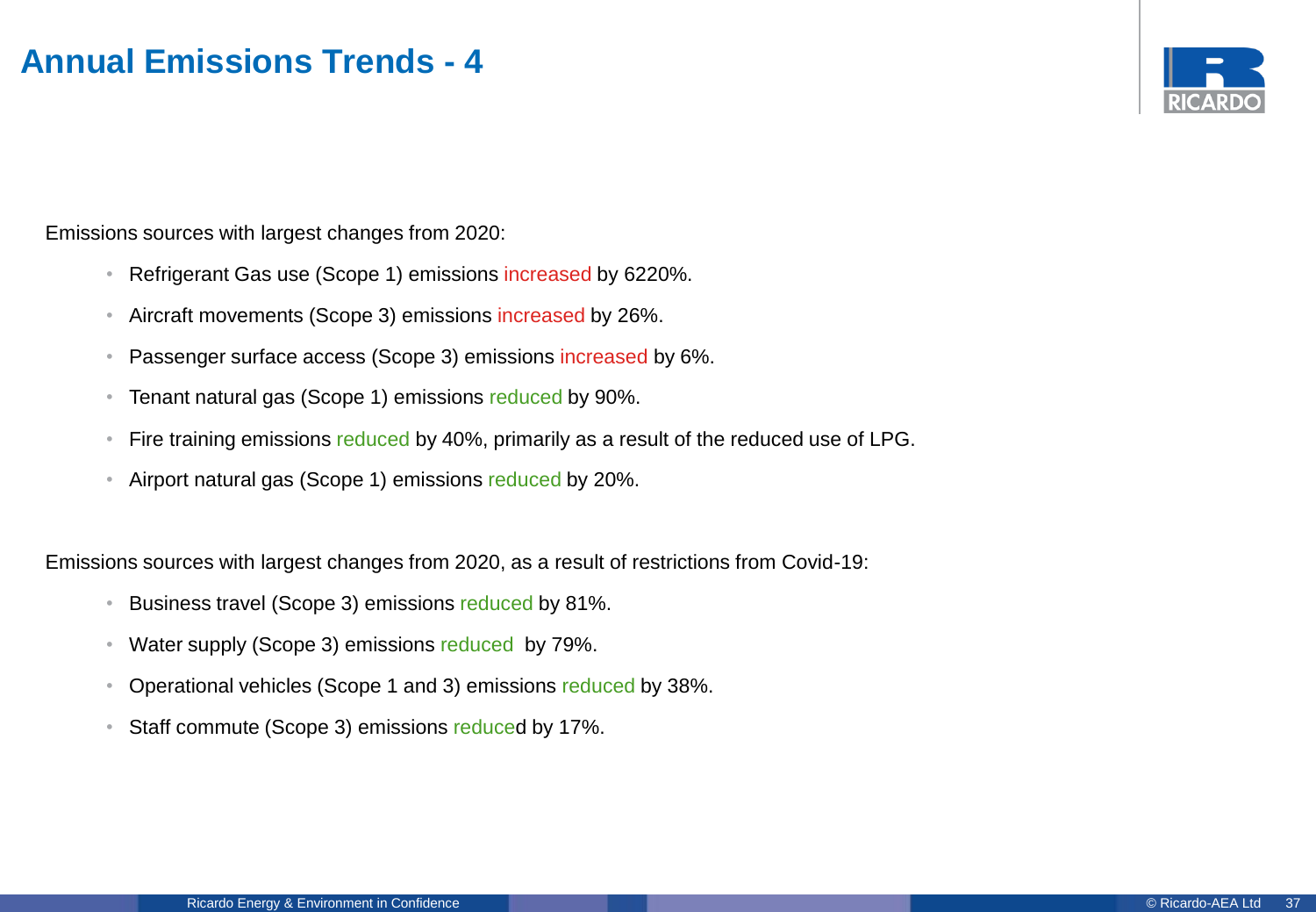# Annual Emissions Trends - 4

Emissions sources with largest changes from 2020:

- Refrigerant Gas use (Scope 1) emissions increased by 6220%.
- Aircraft movements (Scope 3) emissions increased by 26%.
- Passenger surface access (Scope 3) emissions increased by 6%.
- Tenant natural gas (Scope 1) emissions reduced by 90%.
- Fire training emissions reduced by 40%, primarily as a result of the reduced use of LPG.
- Airport natural gas (Scope 1) emissions reduced by 20%.

Emissions sources with largest changes from 2020, as a result of restrictions from Covid-19:

- Business travel (Scope 3) emissions reduced by 81%.
- Water supply (Scope 3) emissions reduced by 79%.
- Operational vehicles (Scope 1 and 3) emissions reduced by 38%.
- Staff commute (Scope 3) emissions reduced by 17%.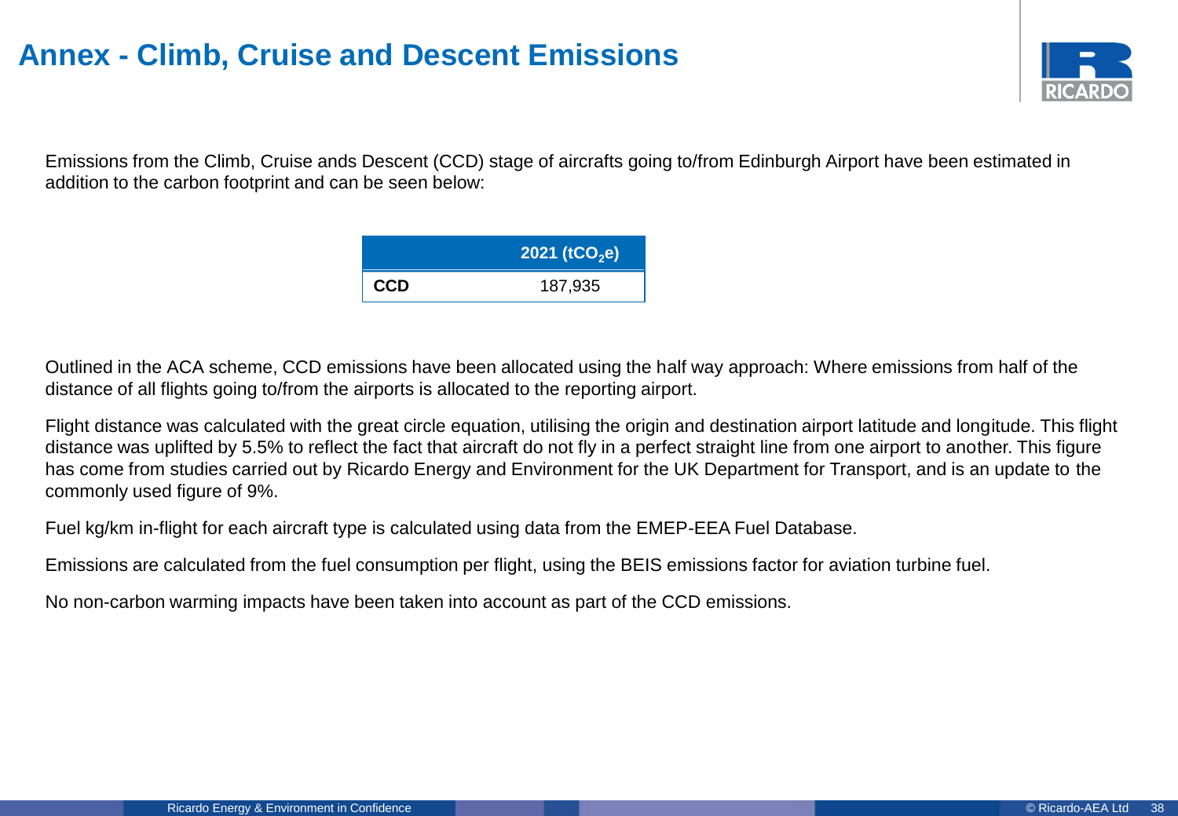# Annex - Climb, Cruise and Descent Emissions

Emissions from the Climb, Cruise ands Descent (CCD) stage of aircrafts going to/from Edinburgh Airport have been estimated in addition to the carbon footprint and can be seen below:

| | 2021 ($tCO_2e$) |
|---|---|
| **CCD** | 187,935 |

Outlined in the ACA scheme, CCD emissions have been allocated using the half way approach: Where emissions from half of the distance of all flights going to/from the airports is allocated to the reporting airport.

Flight distance was calculated with the great circle equation, utilising the origin and destination airport latitude and longitude. This flight distance was uplifted by 5.5% to reflect the fact that aircraft do not fly in a perfect straight line from one airport to another. This figure has come from studies carried out by Ricardo Energy and Environment for the UK Department for Transport, and is an update to the commonly used figure of 9%.

Fuel kg/km in-flight for each aircraft type is calculated using data from the EMEP-EEA Fuel Database.

Emissions are calculated from the fuel consumption per flight, using the BEIS emissions factor for aviation turbine fuel.

No non-carbon warming impacts have been taken into account as part of the CCD emissions.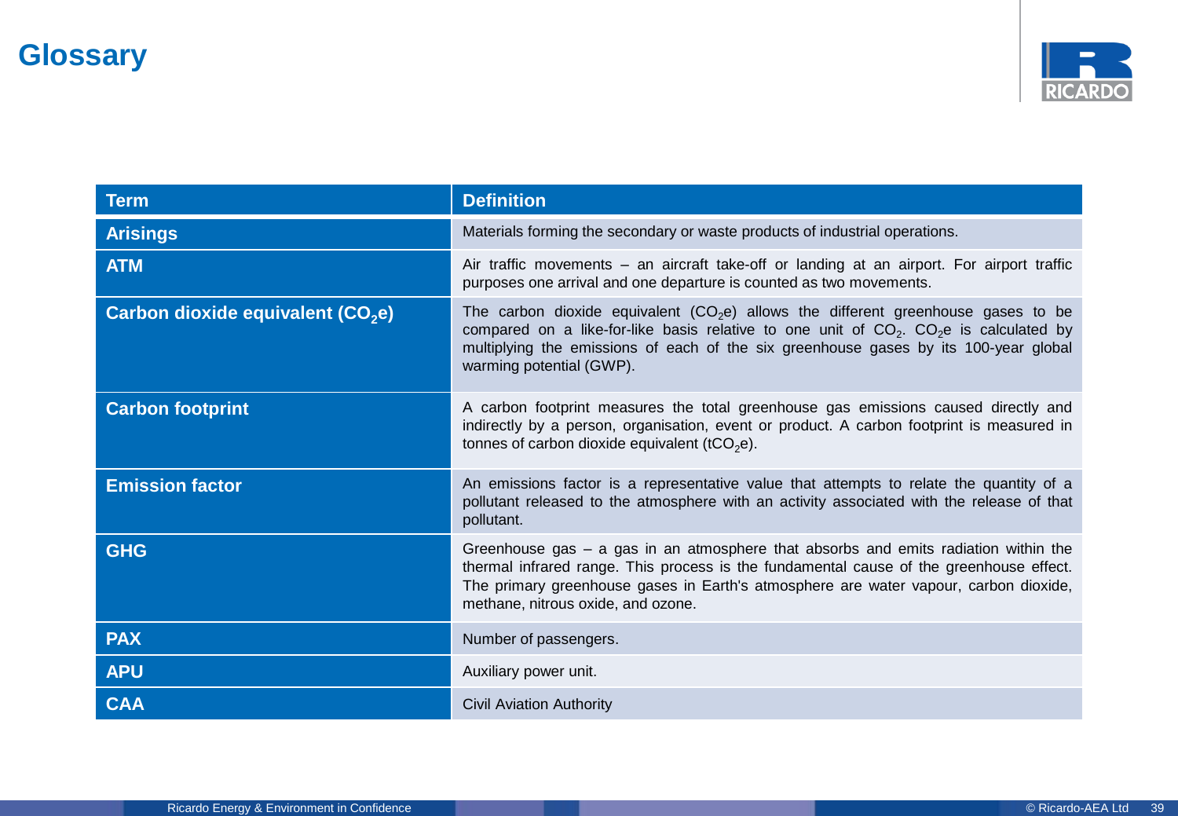# Glossary

| Term | Definition |
|---|---|
| **Arisings** | Materials forming the secondary or waste products of industrial operations. |
| **ATM** | Air traffic movements – an aircraft take-off or landing at an airport. For airport traffic purposes one arrival and one departure is counted as two movements. |
| **Carbon dioxide equivalent ($CO_2e$)** | The carbon dioxide equivalent ($CO_2e$) allows the different greenhouse gases to be compared on a like-for-like basis relative to one unit of $CO_2$. $CO_2e$ is calculated by multiplying the emissions of each of the six greenhouse gases by its 100-year global warming potential (GWP). |
| **Carbon footprint** | A carbon footprint measures the total greenhouse gas emissions caused directly and indirectly by a person, organisation, event or product. A carbon footprint is measured in tonnes of carbon dioxide equivalent ($tCO_2e$). |
| **Emission factor** | An emissions factor is a representative value that attempts to relate the quantity of a pollutant released to the atmosphere with an activity associated with the release of that pollutant. |
| **GHG** | Greenhouse gas – a gas in an atmosphere that absorbs and emits radiation within the thermal infrared range. This process is the fundamental cause of the greenhouse effect. The primary greenhouse gases in Earth's atmosphere are water vapour, carbon dioxide, methane, nitrous oxide, and ozone. |
| **PAX** | Number of passengers. |
| **APU** | Auxiliary power unit. |
| **CAA** | Civil Aviation Authority |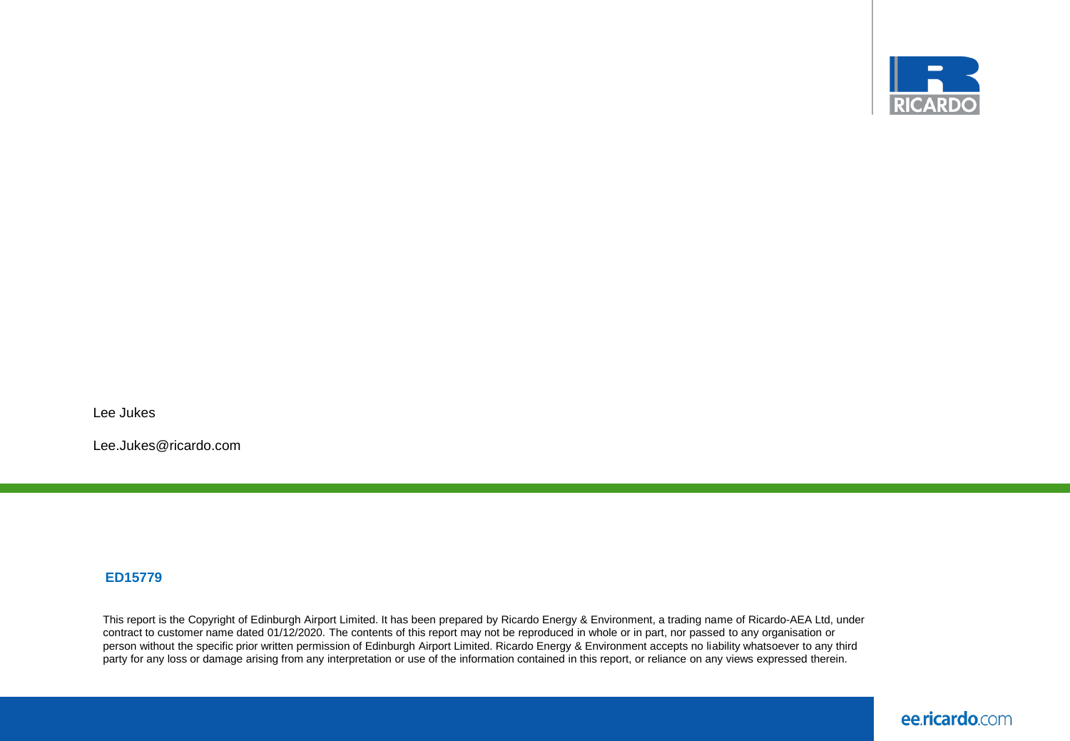Lee Jukes

Lee.Jukes@ricardo.com

**ED15779**

This report is the Copyright of Edinburgh Airport Limited. It has been prepared by Ricardo Energy & Environment, a trading name of Ricardo-AEA Ltd, under contract to customer name dated 01/12/2020. The contents of this report may not be reproduced in whole or in part, nor passed to any organisation or person without the specific prior written permission of Edinburgh Airport Limited. Ricardo Energy & Environment accepts no liability whatsoever to any third party for any loss or damage arising from any interpretation or use of the information contained in this report, or reliance on any views expressed therein.

ee.ricardo.com